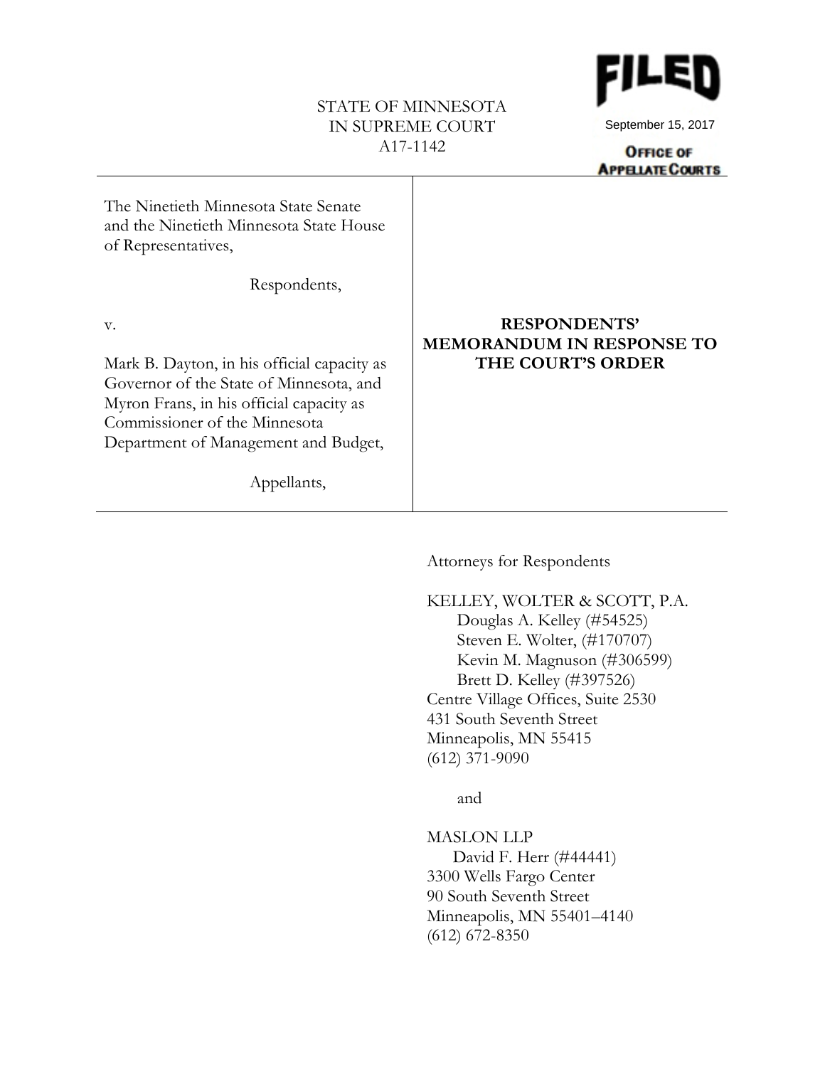FILED

September 15, 2017

OFFICE OF APPELLATE COURTS

STATE OF MINNESOTA
IN SUPREME COURT
A17-1142

The Ninetieth Minnesota State Senate and the Ninetieth Minnesota State House of Representatives,

Respondents,

v.

Mark B. Dayton, in his official capacity as Governor of the State of Minnesota, and Myron Frans, in his official capacity as Commissioner of the Minnesota Department of Management and Budget,

Appellants,

**RESPONDENTS' MEMORANDUM IN RESPONSE TO THE COURT'S ORDER**

Attorneys for Respondents

KELLEY, WOLTER & SCOTT, P.A.
Douglas A. Kelley (#54525)
Steven E. Wolter, (#170707)
Kevin M. Magnuson (#306599)
Brett D. Kelley (#397526)
Centre Village Offices, Suite 2530
431 South Seventh Street
Minneapolis, MN 55415
(612) 371-9090

and

MASLON LLP
David F. Herr (#44441)
3300 Wells Fargo Center
90 South Seventh Street
Minneapolis, MN 55401–4140
(612) 672-8350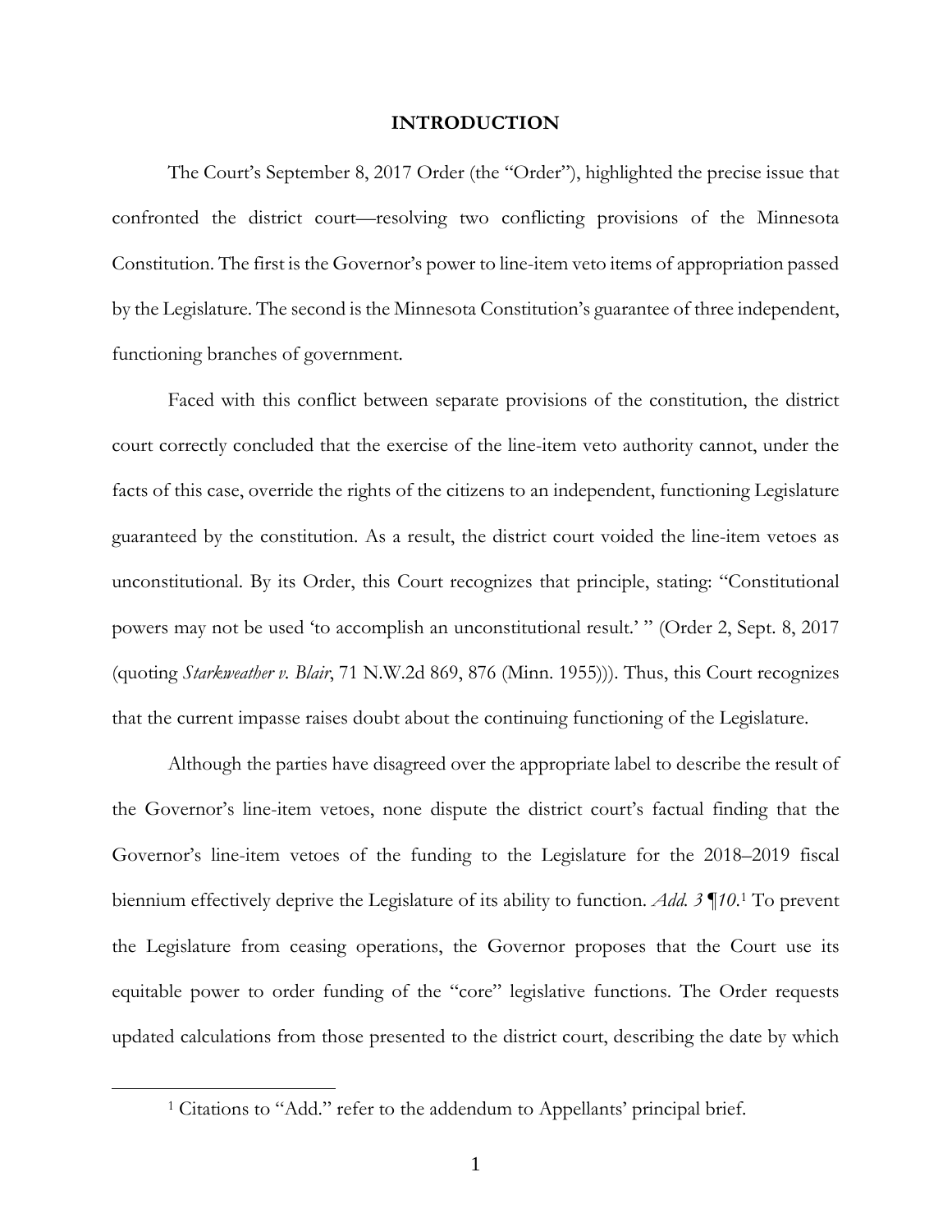# INTRODUCTION

The Court's September 8, 2017 Order (the "Order"), highlighted the precise issue that confronted the district court—resolving two conflicting provisions of the Minnesota Constitution. The first is the Governor's power to line-item veto items of appropriation passed by the Legislature. The second is the Minnesota Constitution's guarantee of three independent, functioning branches of government.

Faced with this conflict between separate provisions of the constitution, the district court correctly concluded that the exercise of the line-item veto authority cannot, under the facts of this case, override the rights of the citizens to an independent, functioning Legislature guaranteed by the constitution. As a result, the district court voided the line-item vetoes as unconstitutional. By its Order, this Court recognizes that principle, stating: "Constitutional powers may not be used 'to accomplish an unconstitutional result.' " (Order 2, Sept. 8, 2017 (quoting *Starkweather v. Blair*, 71 N.W.2d 869, 876 (Minn. 1955))). Thus, this Court recognizes that the current impasse raises doubt about the continuing functioning of the Legislature.

Although the parties have disagreed over the appropriate label to describe the result of the Governor's line-item vetoes, none dispute the district court's factual finding that the Governor's line-item vetoes of the funding to the Legislature for the 2018–2019 fiscal biennium effectively deprive the Legislature of its ability to function. *Add. 3 ¶10*.[1] To prevent the Legislature from ceasing operations, the Governor proposes that the Court use its equitable power to order funding of the "core" legislative functions. The Order requests updated calculations from those presented to the district court, describing the date by which

[1] Citations to "Add." refer to the addendum to Appellants' principal brief.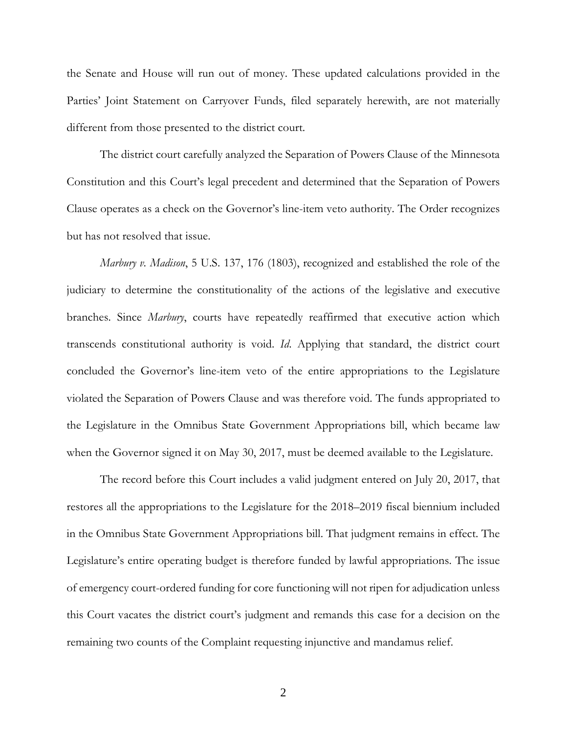the Senate and House will run out of money. These updated calculations provided in the Parties' Joint Statement on Carryover Funds, filed separately herewith, are not materially different from those presented to the district court.

The district court carefully analyzed the Separation of Powers Clause of the Minnesota Constitution and this Court's legal precedent and determined that the Separation of Powers Clause operates as a check on the Governor's line-item veto authority. The Order recognizes but has not resolved that issue.

*Marbury v. Madison*, 5 U.S. 137, 176 (1803), recognized and established the role of the judiciary to determine the constitutionality of the actions of the legislative and executive branches. Since *Marbury*, courts have repeatedly reaffirmed that executive action which transcends constitutional authority is void. *Id.* Applying that standard, the district court concluded the Governor's line-item veto of the entire appropriations to the Legislature violated the Separation of Powers Clause and was therefore void. The funds appropriated to the Legislature in the Omnibus State Government Appropriations bill, which became law when the Governor signed it on May 30, 2017, must be deemed available to the Legislature.

The record before this Court includes a valid judgment entered on July 20, 2017, that restores all the appropriations to the Legislature for the 2018–2019 fiscal biennium included in the Omnibus State Government Appropriations bill. That judgment remains in effect. The Legislature's entire operating budget is therefore funded by lawful appropriations. The issue of emergency court-ordered funding for core functioning will not ripen for adjudication unless this Court vacates the district court's judgment and remands this case for a decision on the remaining two counts of the Complaint requesting injunctive and mandamus relief.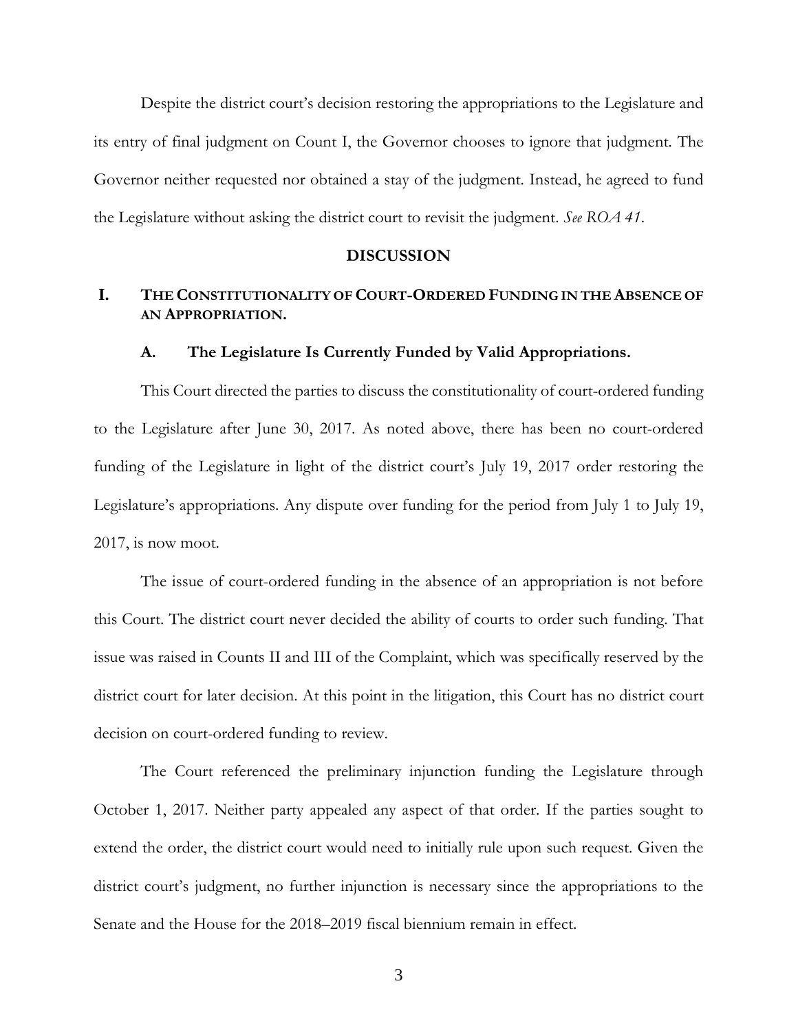Despite the district court's decision restoring the appropriations to the Legislature and its entry of final judgment on Count I, the Governor chooses to ignore that judgment. The Governor neither requested nor obtained a stay of the judgment. Instead, he agreed to fund the Legislature without asking the district court to revisit the judgment. *See ROA 41*.

## DISCUSSION

### I. THE CONSTITUTIONALITY OF COURT-ORDERED FUNDING IN THE ABSENCE OF AN APPROPRIATION.

#### A. The Legislature Is Currently Funded by Valid Appropriations.

This Court directed the parties to discuss the constitutionality of court-ordered funding to the Legislature after June 30, 2017. As noted above, there has been no court-ordered funding of the Legislature in light of the district court's July 19, 2017 order restoring the Legislature's appropriations. Any dispute over funding for the period from July 1 to July 19, 2017, is now moot.

The issue of court-ordered funding in the absence of an appropriation is not before this Court. The district court never decided the ability of courts to order such funding. That issue was raised in Counts II and III of the Complaint, which was specifically reserved by the district court for later decision. At this point in the litigation, this Court has no district court decision on court-ordered funding to review.

The Court referenced the preliminary injunction funding the Legislature through October 1, 2017. Neither party appealed any aspect of that order. If the parties sought to extend the order, the district court would need to initially rule upon such request. Given the district court's judgment, no further injunction is necessary since the appropriations to the Senate and the House for the 2018–2019 fiscal biennium remain in effect.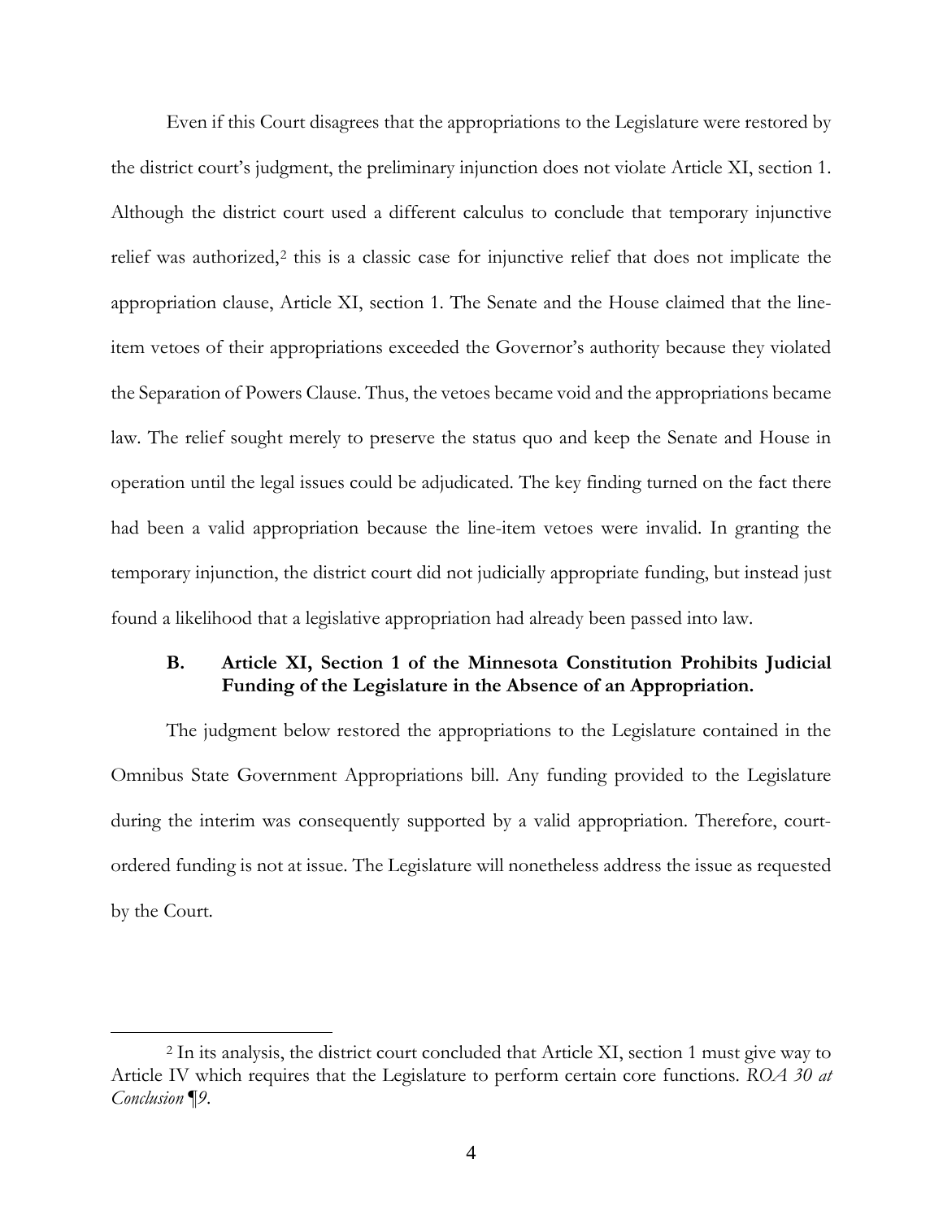Even if this Court disagrees that the appropriations to the Legislature were restored by the district court's judgment, the preliminary injunction does not violate Article XI, section 1. Although the district court used a different calculus to conclude that temporary injunctive relief was authorized,[2] this is a classic case for injunctive relief that does not implicate the appropriation clause, Article XI, section 1. The Senate and the House claimed that the line-item vetoes of their appropriations exceeded the Governor's authority because they violated the Separation of Powers Clause. Thus, the vetoes became void and the appropriations became law. The relief sought merely to preserve the status quo and keep the Senate and House in operation until the legal issues could be adjudicated. The key finding turned on the fact there had been a valid appropriation because the line-item vetoes were invalid. In granting the temporary injunction, the district court did not judicially appropriate funding, but instead just found a likelihood that a legislative appropriation had already been passed into law.

### B. Article XI, Section 1 of the Minnesota Constitution Prohibits Judicial Funding of the Legislature in the Absence of an Appropriation.

The judgment below restored the appropriations to the Legislature contained in the Omnibus State Government Appropriations bill. Any funding provided to the Legislature during the interim was consequently supported by a valid appropriation. Therefore, court-ordered funding is not at issue. The Legislature will nonetheless address the issue as requested by the Court.

---

[2] In its analysis, the district court concluded that Article XI, section 1 must give way to Article IV which requires that the Legislature to perform certain core functions. *ROA 30 at Conclusion ¶9*.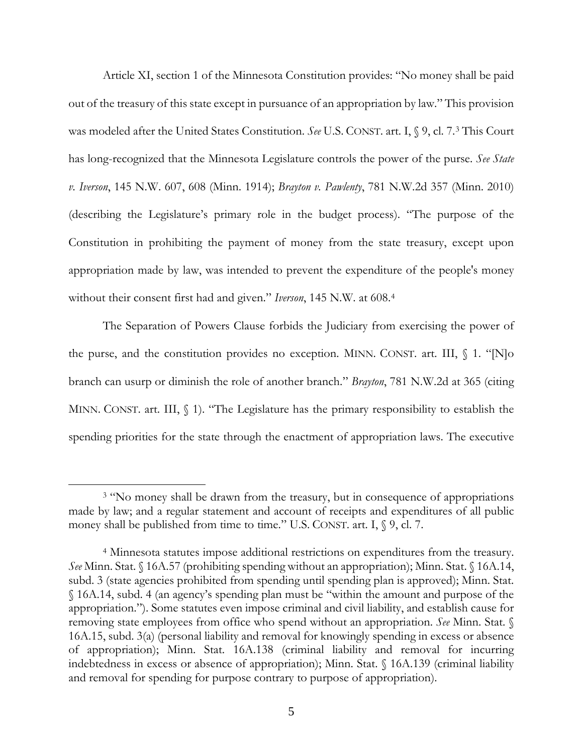Article XI, section 1 of the Minnesota Constitution provides: "No money shall be paid out of the treasury of this state except in pursuance of an appropriation by law." This provision was modeled after the United States Constitution. *See* U.S. CONST. art. I, § 9, cl. 7.[3] This Court has long-recognized that the Minnesota Legislature controls the power of the purse. *See State v. Iverson*, 145 N.W. 607, 608 (Minn. 1914); *Brayton v. Pawlenty*, 781 N.W.2d 357 (Minn. 2010) (describing the Legislature's primary role in the budget process). "The purpose of the Constitution in prohibiting the payment of money from the state treasury, except upon appropriation made by law, was intended to prevent the expenditure of the people's money without their consent first had and given." *Iverson*, 145 N.W. at 608.[4]

The Separation of Powers Clause forbids the Judiciary from exercising the power of the purse, and the constitution provides no exception. MINN. CONST. art. III, § 1. "[N]o branch can usurp or diminish the role of another branch." *Brayton*, 781 N.W.2d at 365 (citing MINN. CONST. art. III, § 1). "The Legislature has the primary responsibility to establish the spending priorities for the state through the enactment of appropriation laws. The executive

---

[3] "No money shall be drawn from the treasury, but in consequence of appropriations made by law; and a regular statement and account of receipts and expenditures of all public money shall be published from time to time." U.S. CONST. art. I, § 9, cl. 7.

[4] Minnesota statutes impose additional restrictions on expenditures from the treasury. *See* Minn. Stat. § 16A.57 (prohibiting spending without an appropriation); Minn. Stat. § 16A.14, subd. 3 (state agencies prohibited from spending until spending plan is approved); Minn. Stat. § 16A.14, subd. 4 (an agency's spending plan must be "within the amount and purpose of the appropriation."). Some statutes even impose criminal and civil liability, and establish cause for removing state employees from office who spend without an appropriation. *See* Minn. Stat. § 16A.15, subd. 3(a) (personal liability and removal for knowingly spending in excess or absence of appropriation); Minn. Stat. 16A.138 (criminal liability and removal for incurring indebtedness in excess or absence of appropriation); Minn. Stat. § 16A.139 (criminal liability and removal for spending for purpose contrary to purpose of appropriation).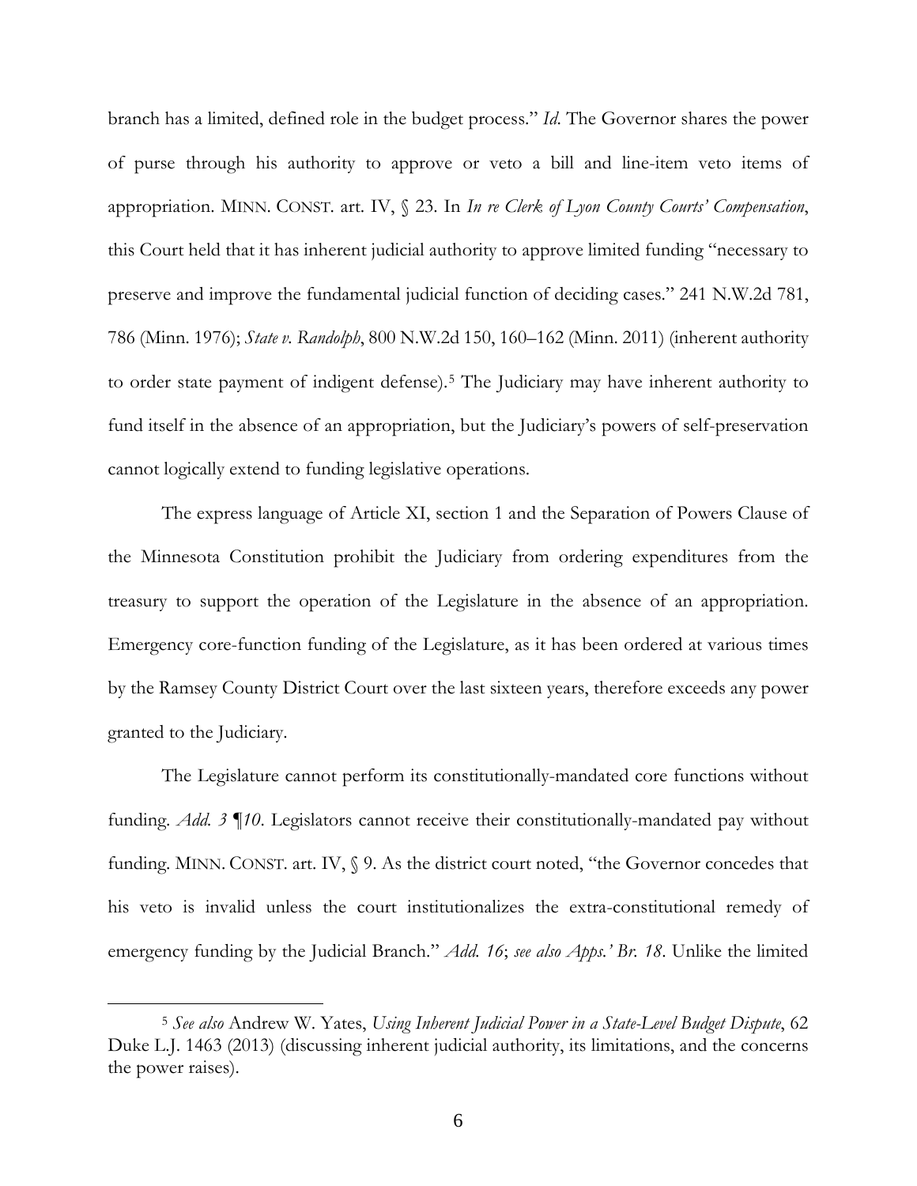branch has a limited, defined role in the budget process." *Id.* The Governor shares the power of purse through his authority to approve or veto a bill and line-item veto items of appropriation. MINN. CONST. art. IV, § 23. In *In re Clerk of Lyon County Courts' Compensation*, this Court held that it has inherent judicial authority to approve limited funding "necessary to preserve and improve the fundamental judicial function of deciding cases." 241 N.W.2d 781, 786 (Minn. 1976); *State v. Randolph*, 800 N.W.2d 150, 160–162 (Minn. 2011) (inherent authority to order state payment of indigent defense).[5] The Judiciary may have inherent authority to fund itself in the absence of an appropriation, but the Judiciary's powers of self-preservation cannot logically extend to funding legislative operations.

The express language of Article XI, section 1 and the Separation of Powers Clause of the Minnesota Constitution prohibit the Judiciary from ordering expenditures from the treasury to support the operation of the Legislature in the absence of an appropriation. Emergency core-function funding of the Legislature, as it has been ordered at various times by the Ramsey County District Court over the last sixteen years, therefore exceeds any power granted to the Judiciary.

The Legislature cannot perform its constitutionally-mandated core functions without funding. *Add. 3 ¶10*. Legislators cannot receive their constitutionally-mandated pay without funding. MINN. CONST. art. IV, § 9. As the district court noted, "the Governor concedes that his veto is invalid unless the court institutionalizes the extra-constitutional remedy of emergency funding by the Judicial Branch." *Add. 16*; *see also Apps.' Br. 18*. Unlike the limited

[5] *See also* Andrew W. Yates, *Using Inherent Judicial Power in a State-Level Budget Dispute*, 62 Duke L.J. 1463 (2013) (discussing inherent judicial authority, its limitations, and the concerns the power raises).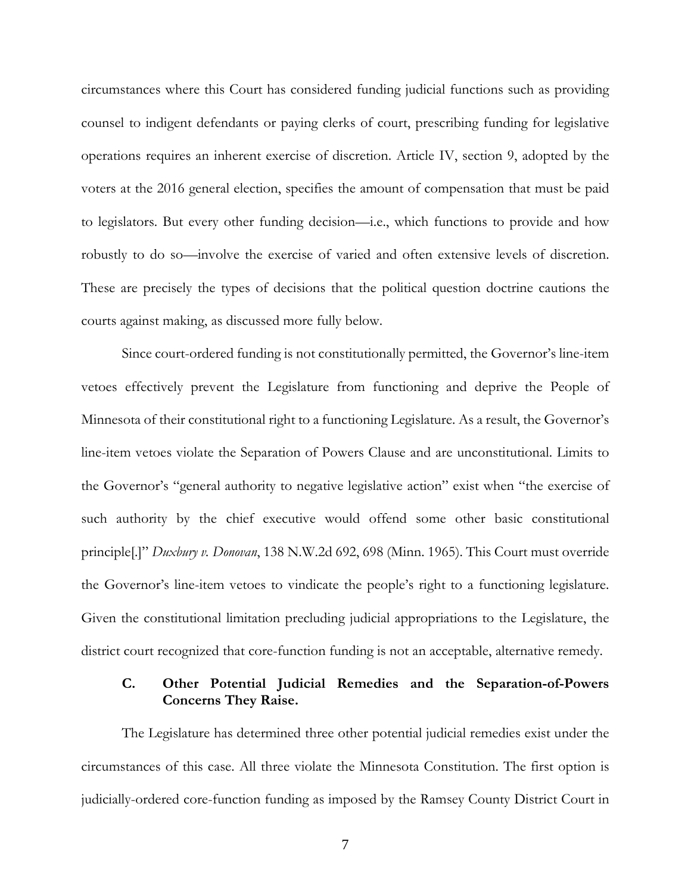circumstances where this Court has considered funding judicial functions such as providing counsel to indigent defendants or paying clerks of court, prescribing funding for legislative operations requires an inherent exercise of discretion. Article IV, section 9, adopted by the voters at the 2016 general election, specifies the amount of compensation that must be paid to legislators. But every other funding decision—i.e., which functions to provide and how robustly to do so—involve the exercise of varied and often extensive levels of discretion. These are precisely the types of decisions that the political question doctrine cautions the courts against making, as discussed more fully below.

Since court-ordered funding is not constitutionally permitted, the Governor's line-item vetoes effectively prevent the Legislature from functioning and deprive the People of Minnesota of their constitutional right to a functioning Legislature. As a result, the Governor's line-item vetoes violate the Separation of Powers Clause and are unconstitutional. Limits to the Governor's "general authority to negative legislative action" exist when "the exercise of such authority by the chief executive would offend some other basic constitutional principle[.]" *Duxbury v. Donovan*, 138 N.W.2d 692, 698 (Minn. 1965). This Court must override the Governor's line-item vetoes to vindicate the people's right to a functioning legislature. Given the constitutional limitation precluding judicial appropriations to the Legislature, the district court recognized that core-function funding is not an acceptable, alternative remedy.

### C. Other Potential Judicial Remedies and the Separation-of-Powers Concerns They Raise.

The Legislature has determined three other potential judicial remedies exist under the circumstances of this case. All three violate the Minnesota Constitution. The first option is judicially-ordered core-function funding as imposed by the Ramsey County District Court in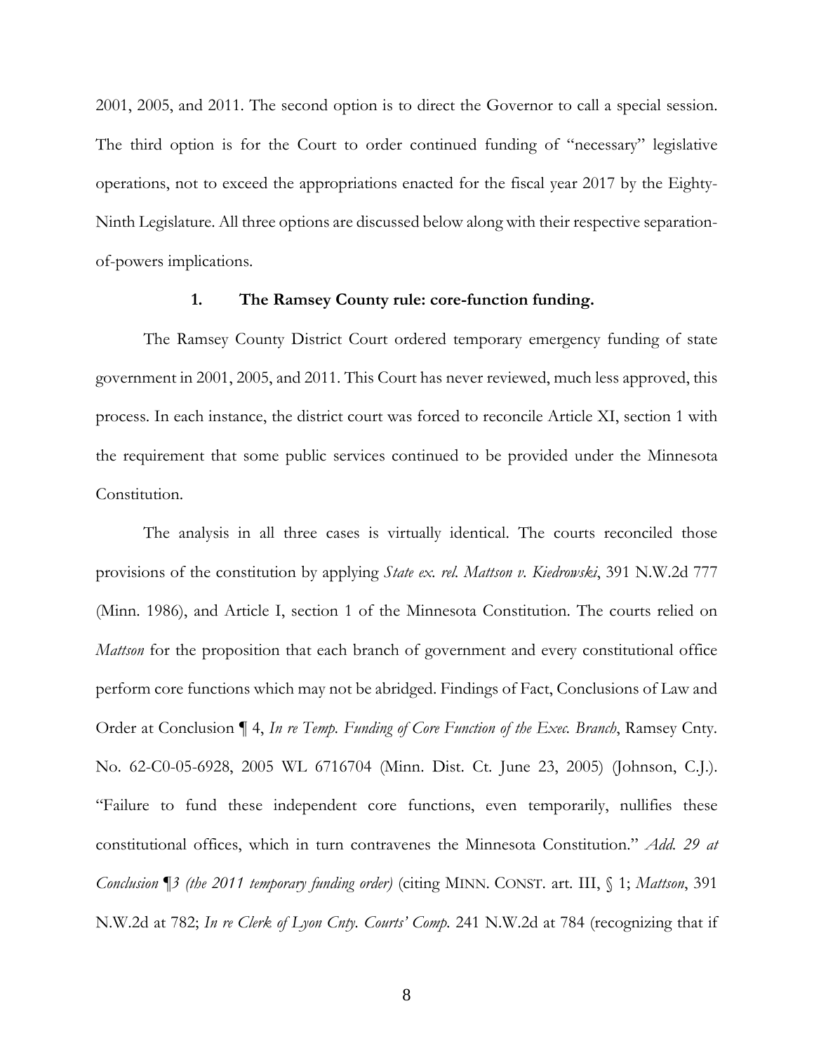2001, 2005, and 2011. The second option is to direct the Governor to call a special session. The third option is for the Court to order continued funding of "necessary" legislative operations, not to exceed the appropriations enacted for the fiscal year 2017 by the Eighty-Ninth Legislature. All three options are discussed below along with their respective separation-of-powers implications.

### 1. The Ramsey County rule: core-function funding.

The Ramsey County District Court ordered temporary emergency funding of state government in 2001, 2005, and 2011. This Court has never reviewed, much less approved, this process. In each instance, the district court was forced to reconcile Article XI, section 1 with the requirement that some public services continued to be provided under the Minnesota Constitution.

The analysis in all three cases is virtually identical. The courts reconciled those provisions of the constitution by applying *State ex. rel. Mattson v. Kiedrowski*, 391 N.W.2d 777 (Minn. 1986), and Article I, section 1 of the Minnesota Constitution. The courts relied on *Mattson* for the proposition that each branch of government and every constitutional office perform core functions which may not be abridged. Findings of Fact, Conclusions of Law and Order at Conclusion ¶ 4, *In re Temp. Funding of Core Function of the Exec. Branch*, Ramsey Cnty. No. 62-C0-05-6928, 2005 WL 6716704 (Minn. Dist. Ct. June 23, 2005) (Johnson, C.J.). "Failure to fund these independent core functions, even temporarily, nullifies these constitutional offices, which in turn contravenes the Minnesota Constitution." *Add. 29 at Conclusion ¶3 (the 2011 temporary funding order)* (citing MINN. CONST. art. III, § 1; *Mattson*, 391 N.W.2d at 782; *In re Clerk of Lyon Cnty. Courts' Comp.* 241 N.W.2d at 784 (recognizing that if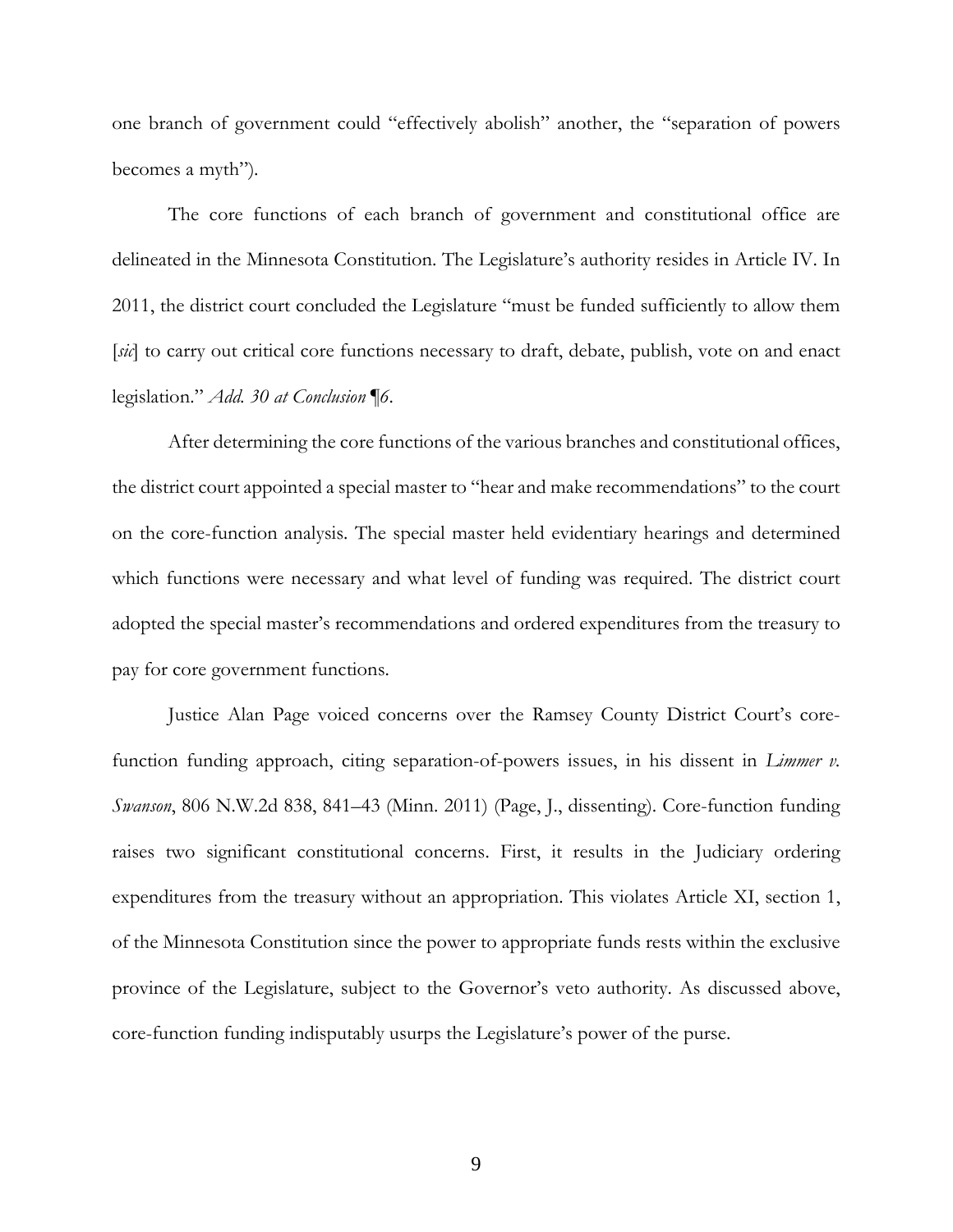one branch of government could "effectively abolish" another, the "separation of powers becomes a myth").

The core functions of each branch of government and constitutional office are delineated in the Minnesota Constitution. The Legislature's authority resides in Article IV. In 2011, the district court concluded the Legislature "must be funded sufficiently to allow them [*sic*] to carry out critical core functions necessary to draft, debate, publish, vote on and enact legislation." *Add. 30 at Conclusion ¶6*.

After determining the core functions of the various branches and constitutional offices, the district court appointed a special master to "hear and make recommendations" to the court on the core-function analysis. The special master held evidentiary hearings and determined which functions were necessary and what level of funding was required. The district court adopted the special master's recommendations and ordered expenditures from the treasury to pay for core government functions.

Justice Alan Page voiced concerns over the Ramsey County District Court's core-function funding approach, citing separation-of-powers issues, in his dissent in *Limmer v. Swanson*, 806 N.W.2d 838, 841–43 (Minn. 2011) (Page, J., dissenting). Core-function funding raises two significant constitutional concerns. First, it results in the Judiciary ordering expenditures from the treasury without an appropriation. This violates Article XI, section 1, of the Minnesota Constitution since the power to appropriate funds rests within the exclusive province of the Legislature, subject to the Governor's veto authority. As discussed above, core-function funding indisputably usurps the Legislature's power of the purse.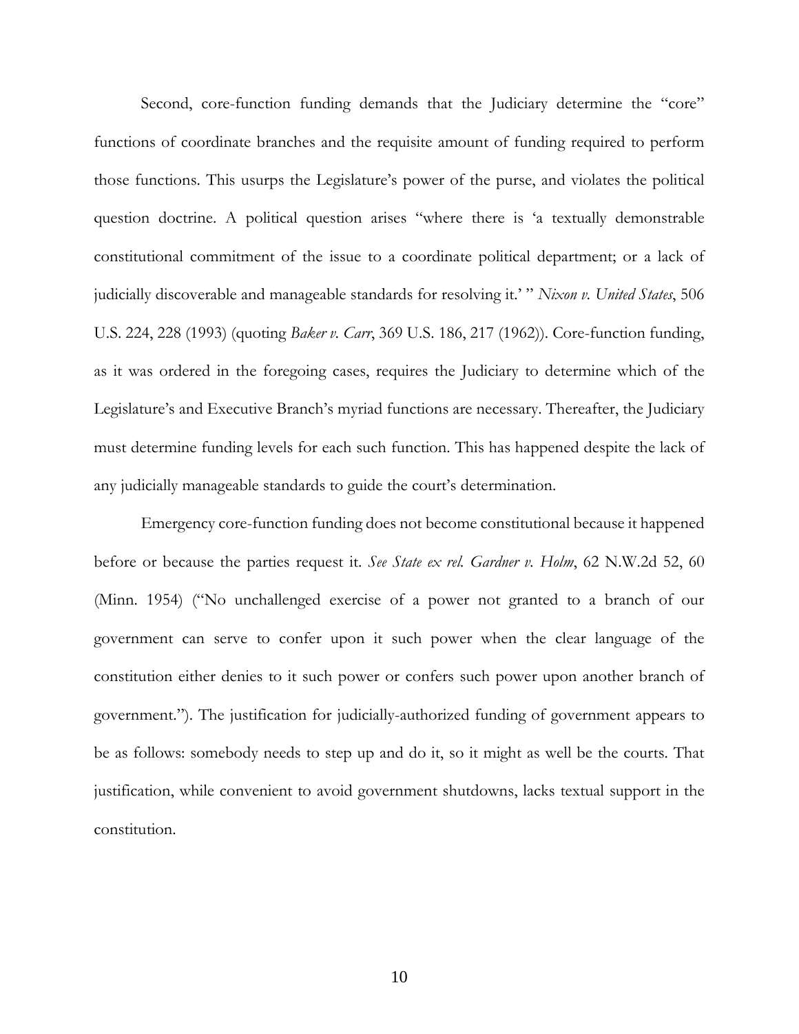Second, core-function funding demands that the Judiciary determine the "core" functions of coordinate branches and the requisite amount of funding required to perform those functions. This usurps the Legislature's power of the purse, and violates the political question doctrine. A political question arises "where there is 'a textually demonstrable constitutional commitment of the issue to a coordinate political department; or a lack of judicially discoverable and manageable standards for resolving it.' " *Nixon v. United States*, 506 U.S. 224, 228 (1993) (quoting *Baker v. Carr*, 369 U.S. 186, 217 (1962)). Core-function funding, as it was ordered in the foregoing cases, requires the Judiciary to determine which of the Legislature's and Executive Branch's myriad functions are necessary. Thereafter, the Judiciary must determine funding levels for each such function. This has happened despite the lack of any judicially manageable standards to guide the court's determination.

Emergency core-function funding does not become constitutional because it happened before or because the parties request it. *See State ex rel. Gardner v. Holm*, 62 N.W.2d 52, 60 (Minn. 1954) ("No unchallenged exercise of a power not granted to a branch of our government can serve to confer upon it such power when the clear language of the constitution either denies to it such power or confers such power upon another branch of government."). The justification for judicially-authorized funding of government appears to be as follows: somebody needs to step up and do it, so it might as well be the courts. That justification, while convenient to avoid government shutdowns, lacks textual support in the constitution.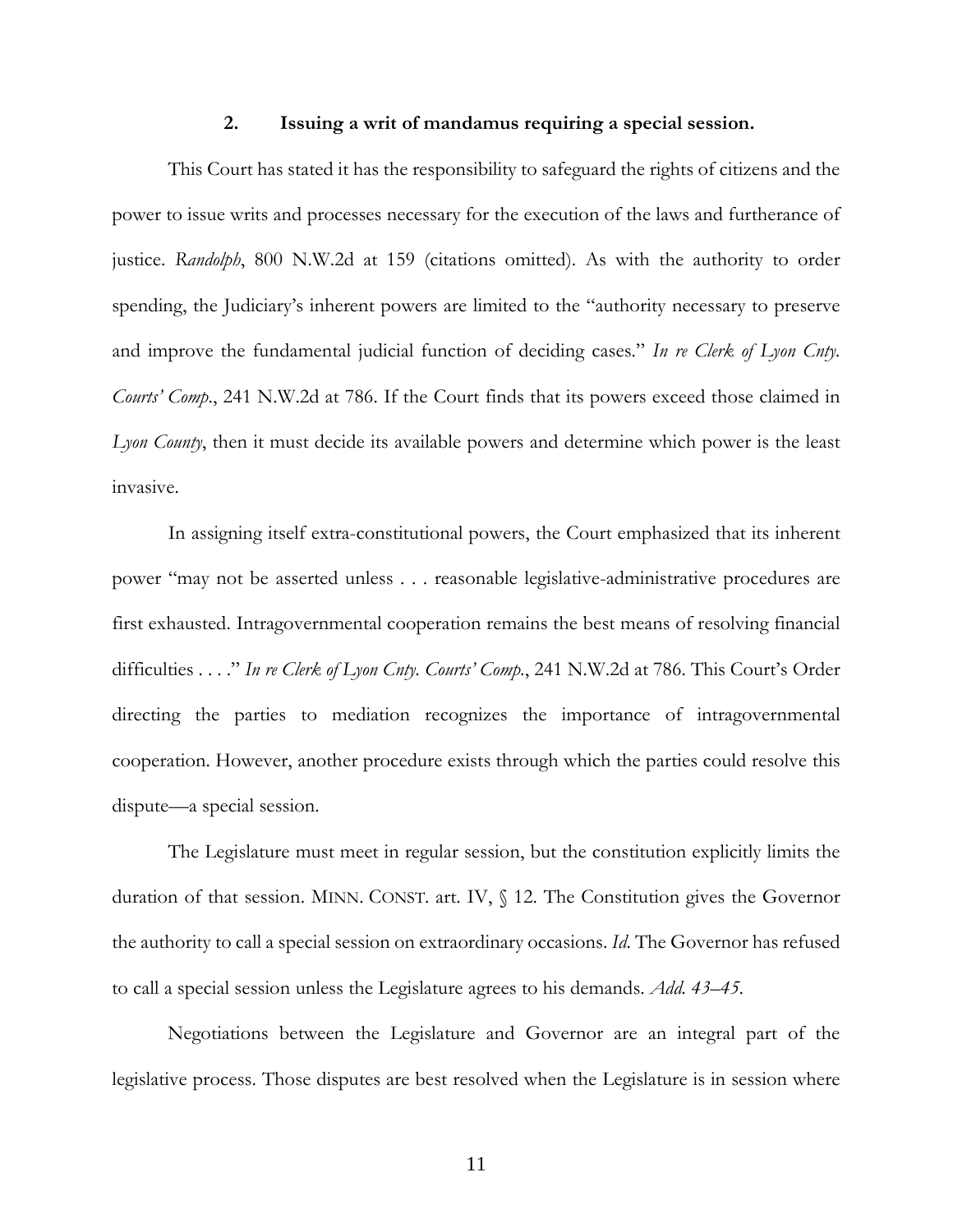### 2. Issuing a writ of mandamus requiring a special session.

This Court has stated it has the responsibility to safeguard the rights of citizens and the power to issue writs and processes necessary for the execution of the laws and furtherance of justice. *Randolph*, 800 N.W.2d at 159 (citations omitted). As with the authority to order spending, the Judiciary's inherent powers are limited to the "authority necessary to preserve and improve the fundamental judicial function of deciding cases." *In re Clerk of Lyon Cnty. Courts' Comp.*, 241 N.W.2d at 786. If the Court finds that its powers exceed those claimed in *Lyon County*, then it must decide its available powers and determine which power is the least invasive.

In assigning itself extra-constitutional powers, the Court emphasized that its inherent power "may not be asserted unless . . . reasonable legislative-administrative procedures are first exhausted. Intragovernmental cooperation remains the best means of resolving financial difficulties . . . ." *In re Clerk of Lyon Cnty. Courts' Comp.*, 241 N.W.2d at 786. This Court's Order directing the parties to mediation recognizes the importance of intragovernmental cooperation. However, another procedure exists through which the parties could resolve this dispute—a special session.

The Legislature must meet in regular session, but the constitution explicitly limits the duration of that session. MINN. CONST. art. IV, § 12. The Constitution gives the Governor the authority to call a special session on extraordinary occasions. *Id.* The Governor has refused to call a special session unless the Legislature agrees to his demands. *Add. 43–45.*

Negotiations between the Legislature and Governor are an integral part of the legislative process. Those disputes are best resolved when the Legislature is in session where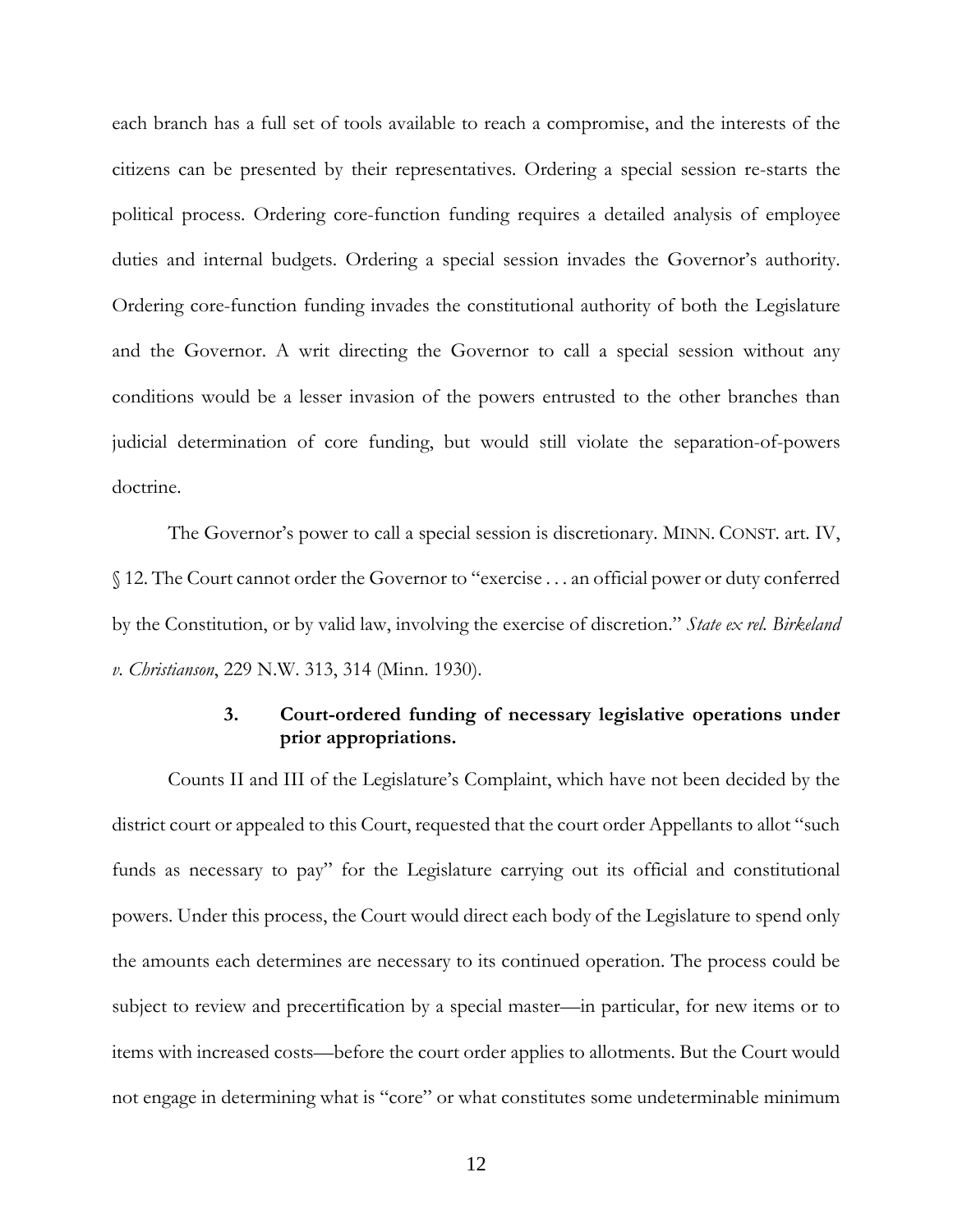each branch has a full set of tools available to reach a compromise, and the interests of the citizens can be presented by their representatives. Ordering a special session re-starts the political process. Ordering core-function funding requires a detailed analysis of employee duties and internal budgets. Ordering a special session invades the Governor's authority. Ordering core-function funding invades the constitutional authority of both the Legislature and the Governor. A writ directing the Governor to call a special session without any conditions would be a lesser invasion of the powers entrusted to the other branches than judicial determination of core funding, but would still violate the separation-of-powers doctrine.

The Governor's power to call a special session is discretionary. MINN. CONST. art. IV, § 12. The Court cannot order the Governor to "exercise . . . an official power or duty conferred by the Constitution, or by valid law, involving the exercise of discretion." *State ex rel. Birkeland v. Christianson*, 229 N.W. 313, 314 (Minn. 1930).

### 3. Court-ordered funding of necessary legislative operations under prior appropriations.

Counts II and III of the Legislature's Complaint, which have not been decided by the district court or appealed to this Court, requested that the court order Appellants to allot "such funds as necessary to pay" for the Legislature carrying out its official and constitutional powers. Under this process, the Court would direct each body of the Legislature to spend only the amounts each determines are necessary to its continued operation. The process could be subject to review and precertification by a special master—in particular, for new items or to items with increased costs—before the court order applies to allotments. But the Court would not engage in determining what is "core" or what constitutes some undeterminable minimum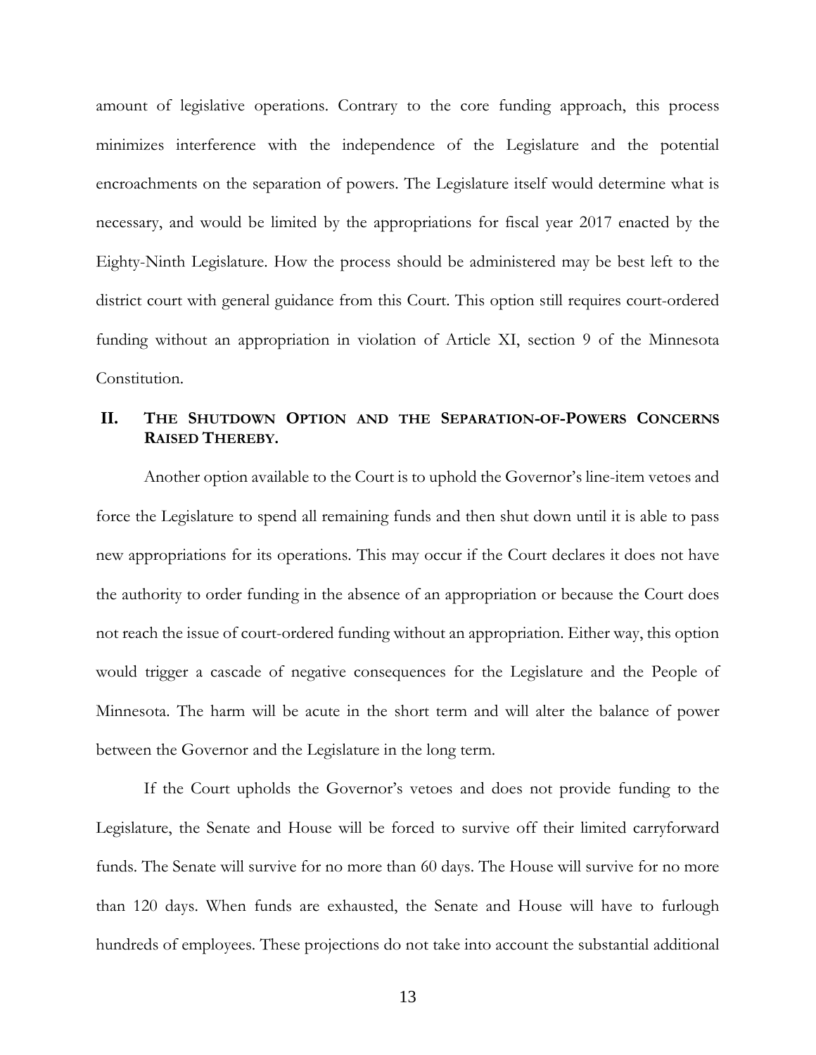amount of legislative operations. Contrary to the core funding approach, this process minimizes interference with the independence of the Legislature and the potential encroachments on the separation of powers. The Legislature itself would determine what is necessary, and would be limited by the appropriations for fiscal year 2017 enacted by the Eighty-Ninth Legislature. How the process should be administered may be best left to the district court with general guidance from this Court. This option still requires court-ordered funding without an appropriation in violation of Article XI, section 9 of the Minnesota Constitution.

## II. THE SHUTDOWN OPTION AND THE SEPARATION-OF-POWERS CONCERNS RAISED THEREBY.

Another option available to the Court is to uphold the Governor's line-item vetoes and force the Legislature to spend all remaining funds and then shut down until it is able to pass new appropriations for its operations. This may occur if the Court declares it does not have the authority to order funding in the absence of an appropriation or because the Court does not reach the issue of court-ordered funding without an appropriation. Either way, this option would trigger a cascade of negative consequences for the Legislature and the People of Minnesota. The harm will be acute in the short term and will alter the balance of power between the Governor and the Legislature in the long term.

If the Court upholds the Governor's vetoes and does not provide funding to the Legislature, the Senate and House will be forced to survive off their limited carryforward funds. The Senate will survive for no more than 60 days. The House will survive for no more than 120 days. When funds are exhausted, the Senate and House will have to furlough hundreds of employees. These projections do not take into account the substantial additional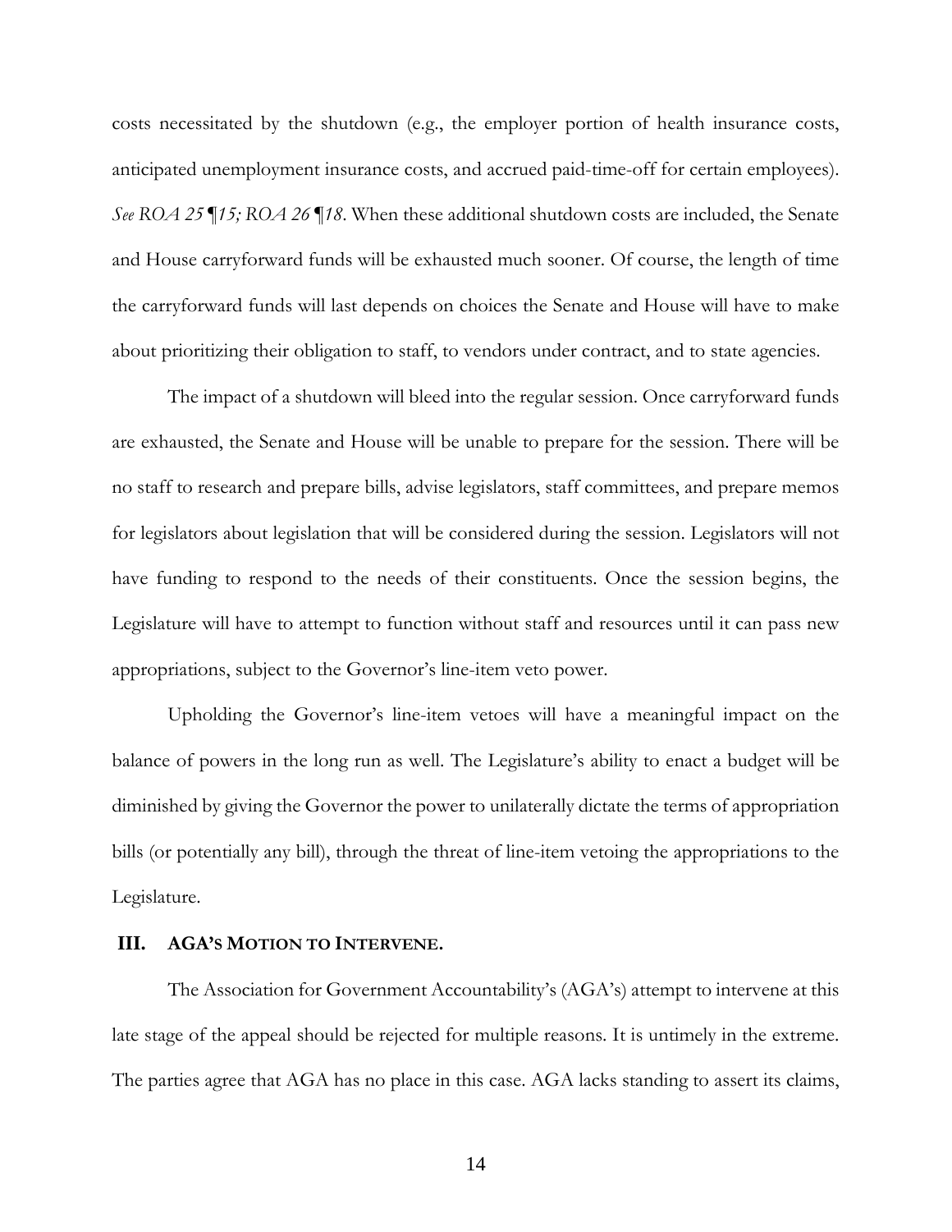costs necessitated by the shutdown (e.g., the employer portion of health insurance costs, anticipated unemployment insurance costs, and accrued paid-time-off for certain employees). *See ROA 25 ¶15; ROA 26 ¶18*. When these additional shutdown costs are included, the Senate and House carryforward funds will be exhausted much sooner. Of course, the length of time the carryforward funds will last depends on choices the Senate and House will have to make about prioritizing their obligation to staff, to vendors under contract, and to state agencies.

The impact of a shutdown will bleed into the regular session. Once carryforward funds are exhausted, the Senate and House will be unable to prepare for the session. There will be no staff to research and prepare bills, advise legislators, staff committees, and prepare memos for legislators about legislation that will be considered during the session. Legislators will not have funding to respond to the needs of their constituents. Once the session begins, the Legislature will have to attempt to function without staff and resources until it can pass new appropriations, subject to the Governor's line-item veto power.

Upholding the Governor's line-item vetoes will have a meaningful impact on the balance of powers in the long run as well. The Legislature's ability to enact a budget will be diminished by giving the Governor the power to unilaterally dictate the terms of appropriation bills (or potentially any bill), through the threat of line-item vetoing the appropriations to the Legislature.

## III. AGA's Motion to Intervene.

The Association for Government Accountability's (AGA's) attempt to intervene at this late stage of the appeal should be rejected for multiple reasons. It is untimely in the extreme. The parties agree that AGA has no place in this case. AGA lacks standing to assert its claims,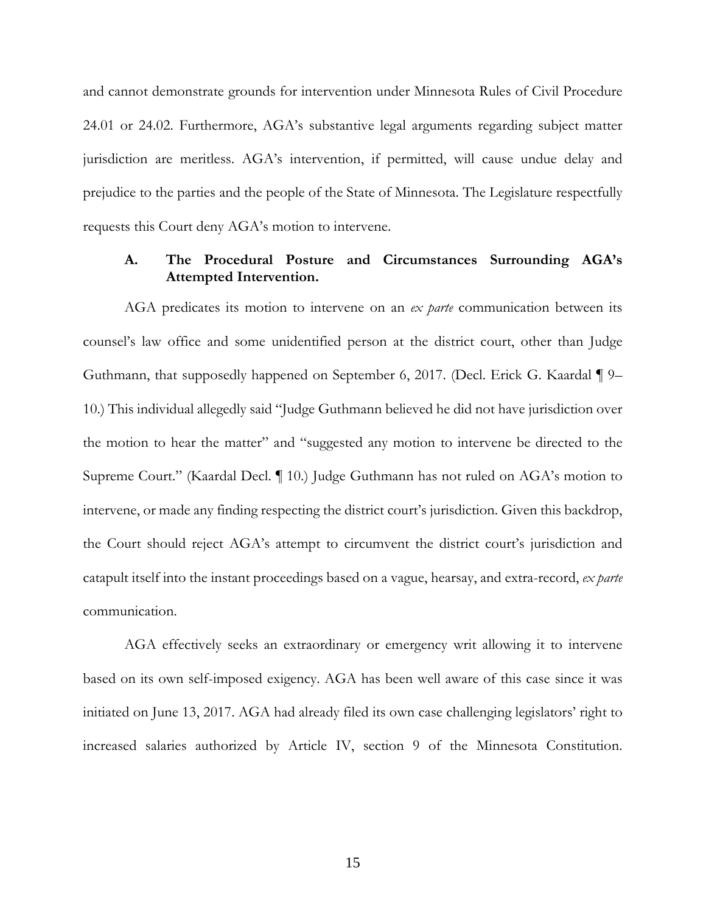and cannot demonstrate grounds for intervention under Minnesota Rules of Civil Procedure 24.01 or 24.02. Furthermore, AGA's substantive legal arguments regarding subject matter jurisdiction are meritless. AGA's intervention, if permitted, will cause undue delay and prejudice to the parties and the people of the State of Minnesota. The Legislature respectfully requests this Court deny AGA's motion to intervene.

### A. The Procedural Posture and Circumstances Surrounding AGA's Attempted Intervention.

AGA predicates its motion to intervene on an *ex parte* communication between its counsel's law office and some unidentified person at the district court, other than Judge Guthmann, that supposedly happened on September 6, 2017. (Decl. Erick G. Kaardal ¶ 9–10.) This individual allegedly said "Judge Guthmann believed he did not have jurisdiction over the motion to hear the matter" and "suggested any motion to intervene be directed to the Supreme Court." (Kaardal Decl. ¶ 10.) Judge Guthmann has not ruled on AGA's motion to intervene, or made any finding respecting the district court's jurisdiction. Given this backdrop, the Court should reject AGA's attempt to circumvent the district court's jurisdiction and catapult itself into the instant proceedings based on a vague, hearsay, and extra-record, *ex parte* communication.

AGA effectively seeks an extraordinary or emergency writ allowing it to intervene based on its own self-imposed exigency. AGA has been well aware of this case since it was initiated on June 13, 2017. AGA had already filed its own case challenging legislators' right to increased salaries authorized by Article IV, section 9 of the Minnesota Constitution.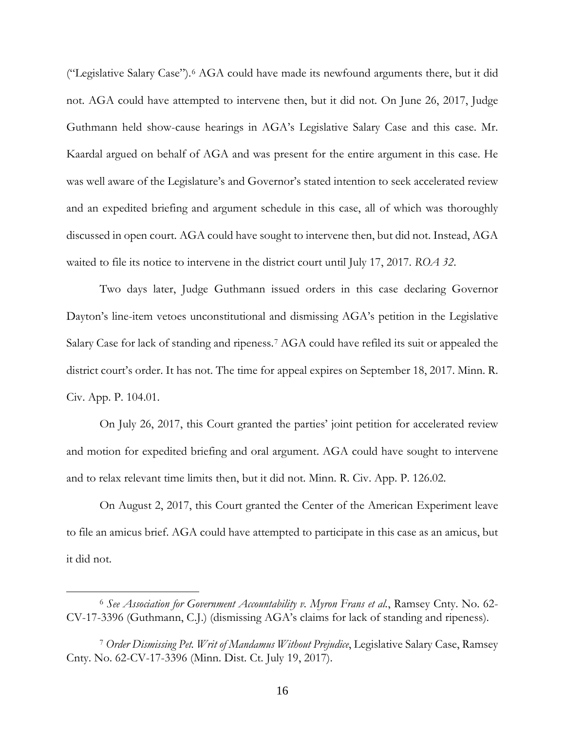("Legislative Salary Case").[6] AGA could have made its newfound arguments there, but it did not. AGA could have attempted to intervene then, but it did not. On June 26, 2017, Judge Guthmann held show-cause hearings in AGA's Legislative Salary Case and this case. Mr. Kaardal argued on behalf of AGA and was present for the entire argument in this case. He was well aware of the Legislature's and Governor's stated intention to seek accelerated review and an expedited briefing and argument schedule in this case, all of which was thoroughly discussed in open court. AGA could have sought to intervene then, but did not. Instead, AGA waited to file its notice to intervene in the district court until July 17, 2017. *ROA 32*.

Two days later, Judge Guthmann issued orders in this case declaring Governor Dayton's line-item vetoes unconstitutional and dismissing AGA's petition in the Legislative Salary Case for lack of standing and ripeness.[7] AGA could have refiled its suit or appealed the district court's order. It has not. The time for appeal expires on September 18, 2017. Minn. R. Civ. App. P. 104.01.

On July 26, 2017, this Court granted the parties' joint petition for accelerated review and motion for expedited briefing and oral argument. AGA could have sought to intervene and to relax relevant time limits then, but it did not. Minn. R. Civ. App. P. 126.02.

On August 2, 2017, this Court granted the Center of the American Experiment leave to file an amicus brief. AGA could have attempted to participate in this case as an amicus, but it did not.

---

[6] *See Association for Government Accountability v. Myron Frans et al.*, Ramsey Cnty. No. 62-CV-17-3396 (Guthmann, C.J.) (dismissing AGA's claims for lack of standing and ripeness).

[7] *Order Dismissing Pet. Writ of Mandamus Without Prejudice*, Legislative Salary Case, Ramsey Cnty. No. 62-CV-17-3396 (Minn. Dist. Ct. July 19, 2017).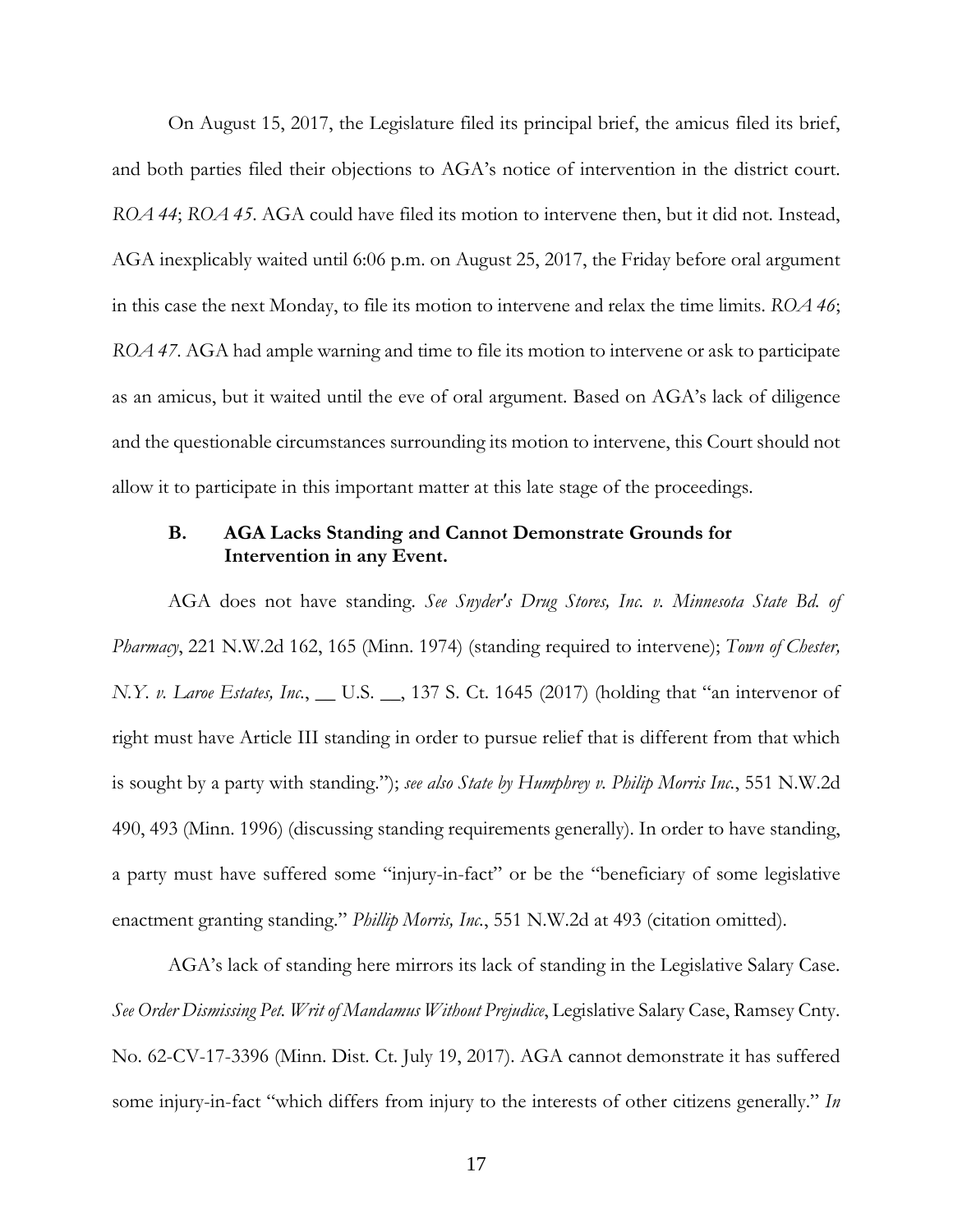On August 15, 2017, the Legislature filed its principal brief, the amicus filed its brief, and both parties filed their objections to AGA's notice of intervention in the district court. *ROA 44*; *ROA 45*. AGA could have filed its motion to intervene then, but it did not. Instead, AGA inexplicably waited until 6:06 p.m. on August 25, 2017, the Friday before oral argument in this case the next Monday, to file its motion to intervene and relax the time limits. *ROA 46*; *ROA 47*. AGA had ample warning and time to file its motion to intervene or ask to participate as an amicus, but it waited until the eve of oral argument. Based on AGA's lack of diligence and the questionable circumstances surrounding its motion to intervene, this Court should not allow it to participate in this important matter at this late stage of the proceedings.

### B. AGA Lacks Standing and Cannot Demonstrate Grounds for Intervention in any Event.

AGA does not have standing. *See Snyder's Drug Stores, Inc. v. Minnesota State Bd. of Pharmacy*, 221 N.W.2d 162, 165 (Minn. 1974) (standing required to intervene); *Town of Chester, N.Y. v. Laroe Estates, Inc.*, __ U.S. __, 137 S. Ct. 1645 (2017) (holding that "an intervenor of right must have Article III standing in order to pursue relief that is different from that which is sought by a party with standing."); *see also State by Humphrey v. Philip Morris Inc.*, 551 N.W.2d 490, 493 (Minn. 1996) (discussing standing requirements generally). In order to have standing, a party must have suffered some "injury-in-fact" or be the "beneficiary of some legislative enactment granting standing." *Phillip Morris, Inc.*, 551 N.W.2d at 493 (citation omitted).

AGA's lack of standing here mirrors its lack of standing in the Legislative Salary Case. *See Order Dismissing Pet. Writ of Mandamus Without Prejudice*, Legislative Salary Case, Ramsey Cnty. No. 62-CV-17-3396 (Minn. Dist. Ct. July 19, 2017). AGA cannot demonstrate it has suffered some injury-in-fact "which differs from injury to the interests of other citizens generally." *In*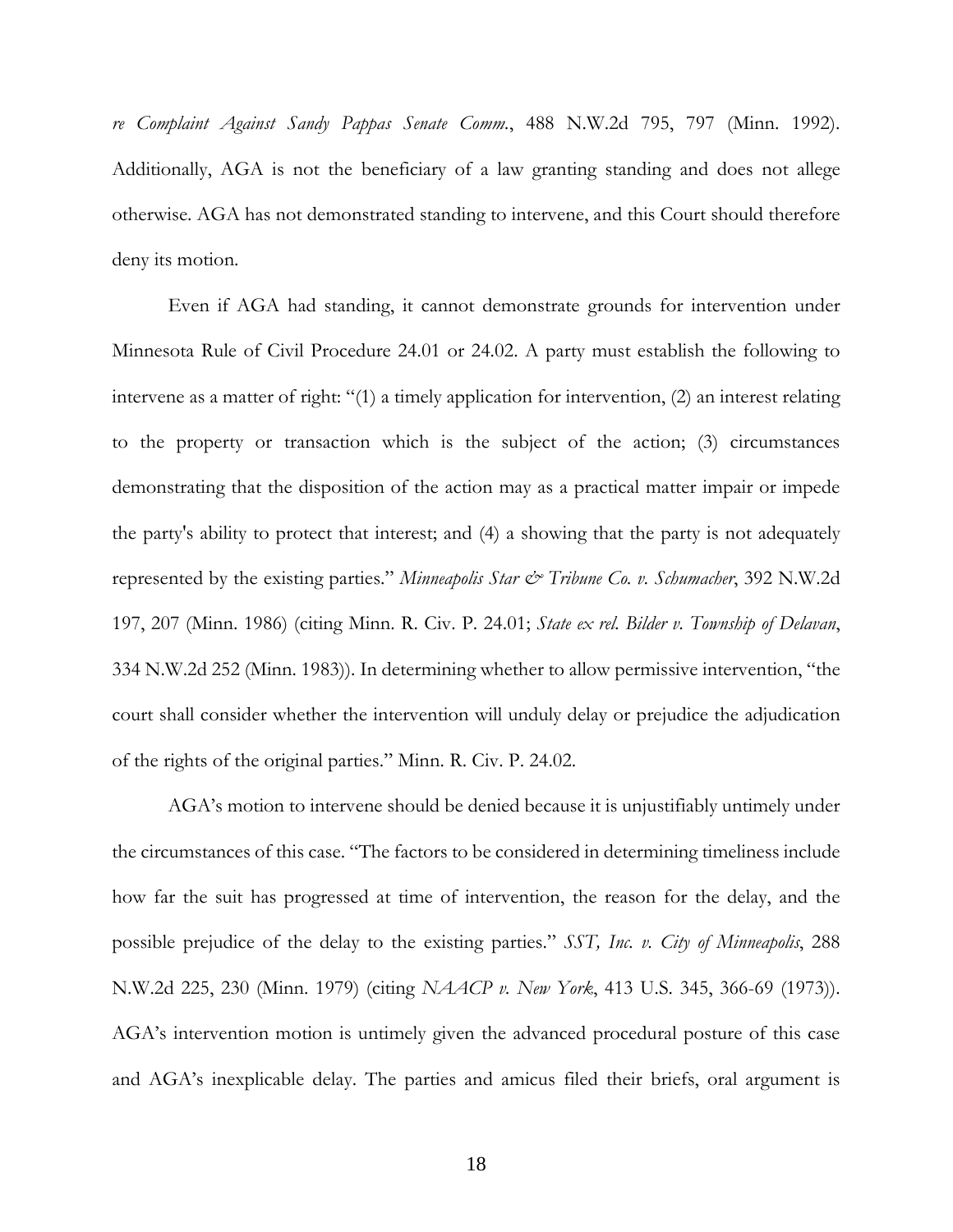*re Complaint Against Sandy Pappas Senate Comm.*, 488 N.W.2d 795, 797 (Minn. 1992). Additionally, AGA is not the beneficiary of a law granting standing and does not allege otherwise. AGA has not demonstrated standing to intervene, and this Court should therefore deny its motion.

Even if AGA had standing, it cannot demonstrate grounds for intervention under Minnesota Rule of Civil Procedure 24.01 or 24.02. A party must establish the following to intervene as a matter of right: "(1) a timely application for intervention, (2) an interest relating to the property or transaction which is the subject of the action; (3) circumstances demonstrating that the disposition of the action may as a practical matter impair or impede the party's ability to protect that interest; and (4) a showing that the party is not adequately represented by the existing parties." *Minneapolis Star & Tribune Co. v. Schumacher*, 392 N.W.2d 197, 207 (Minn. 1986) (citing Minn. R. Civ. P. 24.01; *State ex rel. Bilder v. Township of Delavan*, 334 N.W.2d 252 (Minn. 1983)). In determining whether to allow permissive intervention, "the court shall consider whether the intervention will unduly delay or prejudice the adjudication of the rights of the original parties." Minn. R. Civ. P. 24.02.

AGA's motion to intervene should be denied because it is unjustifiably untimely under the circumstances of this case. "The factors to be considered in determining timeliness include how far the suit has progressed at time of intervention, the reason for the delay, and the possible prejudice of the delay to the existing parties." *SST, Inc. v. City of Minneapolis*, 288 N.W.2d 225, 230 (Minn. 1979) (citing *NAACP v. New York*, 413 U.S. 345, 366-69 (1973)). AGA's intervention motion is untimely given the advanced procedural posture of this case and AGA's inexplicable delay. The parties and amicus filed their briefs, oral argument is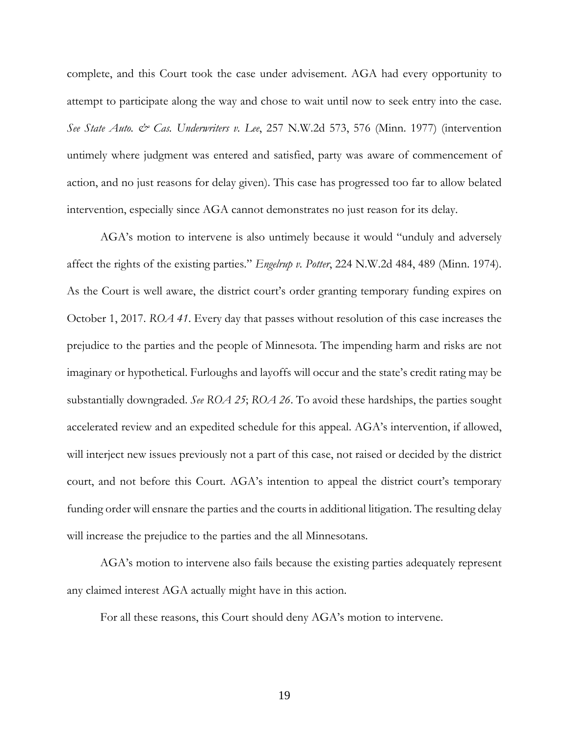complete, and this Court took the case under advisement. AGA had every opportunity to attempt to participate along the way and chose to wait until now to seek entry into the case. *See State Auto. & Cas. Underwriters v. Lee*, 257 N.W.2d 573, 576 (Minn. 1977) (intervention untimely where judgment was entered and satisfied, party was aware of commencement of action, and no just reasons for delay given). This case has progressed too far to allow belated intervention, especially since AGA cannot demonstrates no just reason for its delay.

AGA's motion to intervene is also untimely because it would "unduly and adversely affect the rights of the existing parties." *Engelrup v. Potter*, 224 N.W.2d 484, 489 (Minn. 1974). As the Court is well aware, the district court's order granting temporary funding expires on October 1, 2017. *ROA 41*. Every day that passes without resolution of this case increases the prejudice to the parties and the people of Minnesota. The impending harm and risks are not imaginary or hypothetical. Furloughs and layoffs will occur and the state's credit rating may be substantially downgraded. *See ROA 25*; *ROA 26*. To avoid these hardships, the parties sought accelerated review and an expedited schedule for this appeal. AGA's intervention, if allowed, will interject new issues previously not a part of this case, not raised or decided by the district court, and not before this Court. AGA's intention to appeal the district court's temporary funding order will ensnare the parties and the courts in additional litigation. The resulting delay will increase the prejudice to the parties and the all Minnesotans.

AGA's motion to intervene also fails because the existing parties adequately represent any claimed interest AGA actually might have in this action.

For all these reasons, this Court should deny AGA's motion to intervene.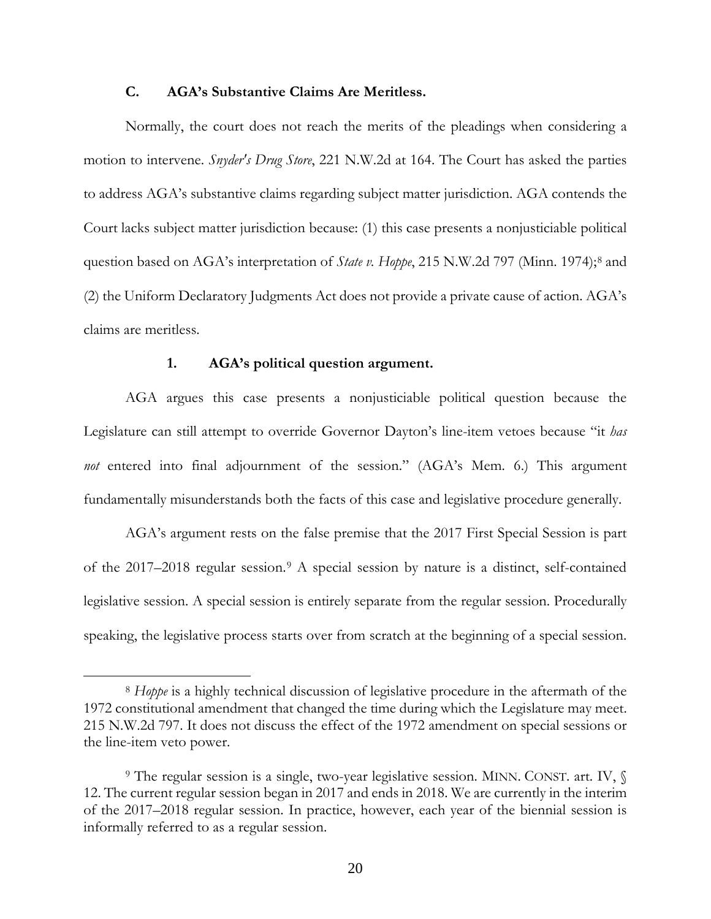### C. AGA's Substantive Claims Are Meritless.

Normally, the court does not reach the merits of the pleadings when considering a motion to intervene. *Snyder's Drug Store*, 221 N.W.2d at 164. The Court has asked the parties to address AGA's substantive claims regarding subject matter jurisdiction. AGA contends the Court lacks subject matter jurisdiction because: (1) this case presents a nonjusticiable political question based on AGA's interpretation of *State v. Hoppe*, 215 N.W.2d 797 (Minn. 1974);[8] and (2) the Uniform Declaratory Judgments Act does not provide a private cause of action. AGA's claims are meritless.

#### 1. AGA's political question argument.

AGA argues this case presents a nonjusticiable political question because the Legislature can still attempt to override Governor Dayton's line-item vetoes because "it *has not* entered into final adjournment of the session." (AGA's Mem. 6.) This argument fundamentally misunderstands both the facts of this case and legislative procedure generally.

AGA's argument rests on the false premise that the 2017 First Special Session is part of the 2017–2018 regular session.[9] A special session by nature is a distinct, self-contained legislative session. A special session is entirely separate from the regular session. Procedurally speaking, the legislative process starts over from scratch at the beginning of a special session.

---

[8] *Hoppe* is a highly technical discussion of legislative procedure in the aftermath of the 1972 constitutional amendment that changed the time during which the Legislature may meet. 215 N.W.2d 797. It does not discuss the effect of the 1972 amendment on special sessions or the line-item veto power.

[9] The regular session is a single, two-year legislative session. MINN. CONST. art. IV, § 12. The current regular session began in 2017 and ends in 2018. We are currently in the interim of the 2017–2018 regular session. In practice, however, each year of the biennial session is informally referred to as a regular session.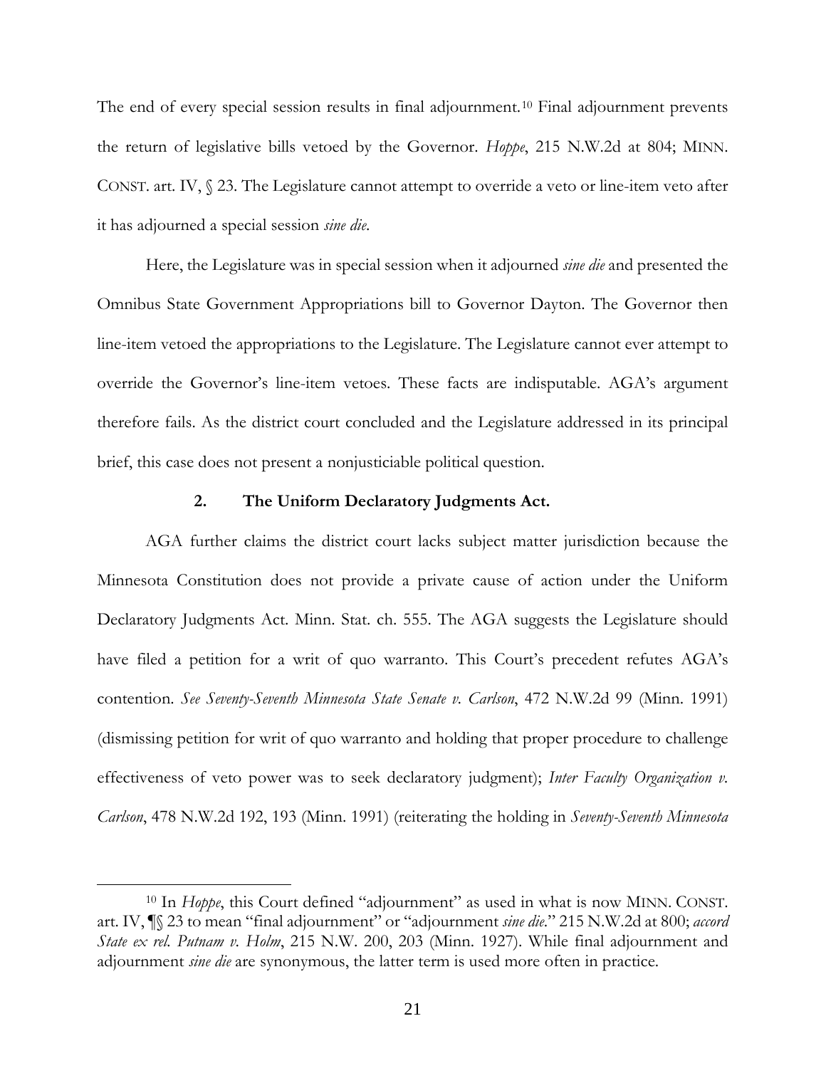The end of every special session results in final adjournment.[10] Final adjournment prevents the return of legislative bills vetoed by the Governor. *Hoppe*, 215 N.W.2d at 804; MINN. CONST. art. IV, § 23. The Legislature cannot attempt to override a veto or line-item veto after it has adjourned a special session *sine die*.

Here, the Legislature was in special session when it adjourned *sine die* and presented the Omnibus State Government Appropriations bill to Governor Dayton. The Governor then line-item vetoed the appropriations to the Legislature. The Legislature cannot ever attempt to override the Governor's line-item vetoes. These facts are indisputable. AGA's argument therefore fails. As the district court concluded and the Legislature addressed in its principal brief, this case does not present a nonjusticiable political question.

### 2. The Uniform Declaratory Judgments Act.

AGA further claims the district court lacks subject matter jurisdiction because the Minnesota Constitution does not provide a private cause of action under the Uniform Declaratory Judgments Act. Minn. Stat. ch. 555. The AGA suggests the Legislature should have filed a petition for a writ of quo warranto. This Court's precedent refutes AGA's contention. *See Seventy-Seventh Minnesota State Senate v. Carlson*, 472 N.W.2d 99 (Minn. 1991) (dismissing petition for writ of quo warranto and holding that proper procedure to challenge effectiveness of veto power was to seek declaratory judgment); *Inter Faculty Organization v. Carlson*, 478 N.W.2d 192, 193 (Minn. 1991) (reiterating the holding in *Seventy-Seventh Minnesota*

---

[10] In *Hoppe*, this Court defined "adjournment" as used in what is now MINN. CONST. art. IV, ¶§ 23 to mean "final adjournment" or "adjournment *sine die*." 215 N.W.2d at 800; *accord State ex rel. Putnam v. Holm*, 215 N.W. 200, 203 (Minn. 1927). While final adjournment and adjournment *sine die* are synonymous, the latter term is used more often in practice.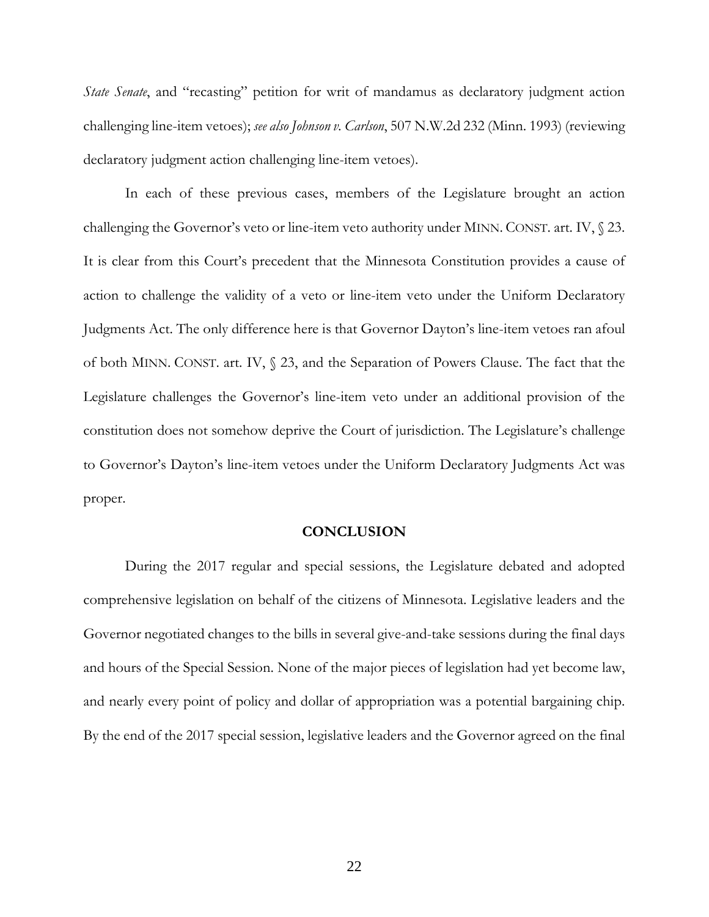*State Senate*, and "recasting" petition for writ of mandamus as declaratory judgment action challenging line-item vetoes); *see also Johnson v. Carlson*, 507 N.W.2d 232 (Minn. 1993) (reviewing declaratory judgment action challenging line-item vetoes).

In each of these previous cases, members of the Legislature brought an action challenging the Governor's veto or line-item veto authority under MINN. CONST. art. IV, § 23. It is clear from this Court's precedent that the Minnesota Constitution provides a cause of action to challenge the validity of a veto or line-item veto under the Uniform Declaratory Judgments Act. The only difference here is that Governor Dayton's line-item vetoes ran afoul of both MINN. CONST. art. IV, § 23, and the Separation of Powers Clause. The fact that the Legislature challenges the Governor's line-item veto under an additional provision of the constitution does not somehow deprive the Court of jurisdiction. The Legislature's challenge to Governor's Dayton's line-item vetoes under the Uniform Declaratory Judgments Act was proper.

## CONCLUSION

During the 2017 regular and special sessions, the Legislature debated and adopted comprehensive legislation on behalf of the citizens of Minnesota. Legislative leaders and the Governor negotiated changes to the bills in several give-and-take sessions during the final days and hours of the Special Session. None of the major pieces of legislation had yet become law, and nearly every point of policy and dollar of appropriation was a potential bargaining chip. By the end of the 2017 special session, legislative leaders and the Governor agreed on the final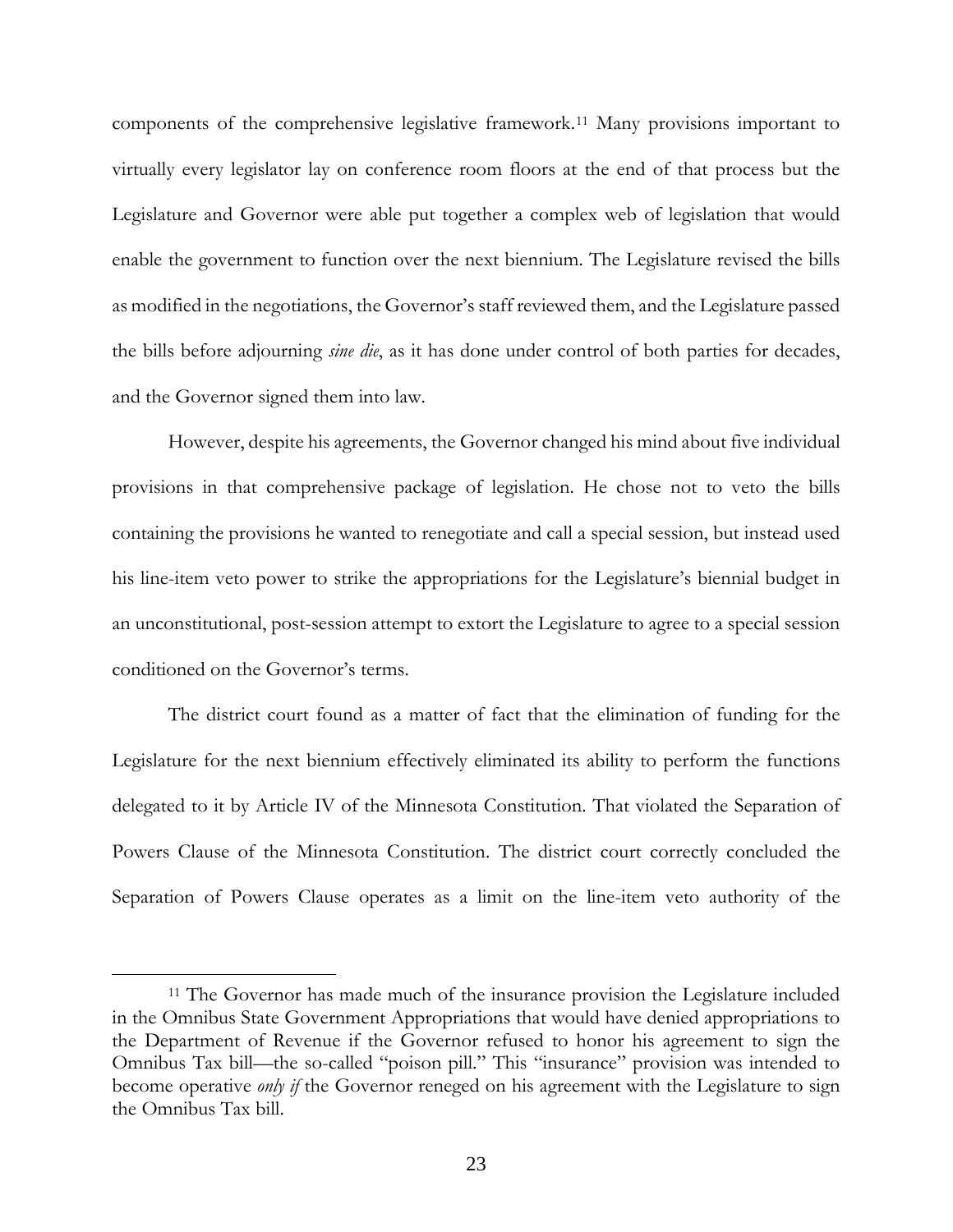components of the comprehensive legislative framework.[11] Many provisions important to virtually every legislator lay on conference room floors at the end of that process but the Legislature and Governor were able put together a complex web of legislation that would enable the government to function over the next biennium. The Legislature revised the bills as modified in the negotiations, the Governor's staff reviewed them, and the Legislature passed the bills before adjourning *sine die*, as it has done under control of both parties for decades, and the Governor signed them into law.

However, despite his agreements, the Governor changed his mind about five individual provisions in that comprehensive package of legislation. He chose not to veto the bills containing the provisions he wanted to renegotiate and call a special session, but instead used his line-item veto power to strike the appropriations for the Legislature's biennial budget in an unconstitutional, post-session attempt to extort the Legislature to agree to a special session conditioned on the Governor's terms.

The district court found as a matter of fact that the elimination of funding for the Legislature for the next biennium effectively eliminated its ability to perform the functions delegated to it by Article IV of the Minnesota Constitution. That violated the Separation of Powers Clause of the Minnesota Constitution. The district court correctly concluded the Separation of Powers Clause operates as a limit on the line-item veto authority of the

---

[11] The Governor has made much of the insurance provision the Legislature included in the Omnibus State Government Appropriations that would have denied appropriations to the Department of Revenue if the Governor refused to honor his agreement to sign the Omnibus Tax bill—the so-called "poison pill." This "insurance" provision was intended to become operative *only if* the Governor reneged on his agreement with the Legislature to sign the Omnibus Tax bill.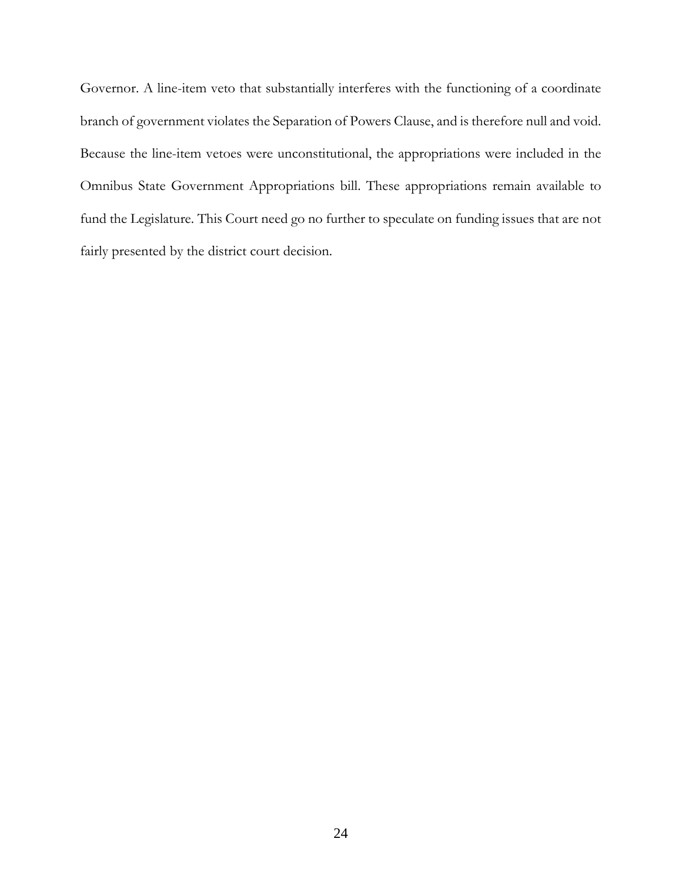Governor. A line-item veto that substantially interferes with the functioning of a coordinate branch of government violates the Separation of Powers Clause, and is therefore null and void. Because the line-item vetoes were unconstitutional, the appropriations were included in the Omnibus State Government Appropriations bill. These appropriations remain available to fund the Legislature. This Court need go no further to speculate on funding issues that are not fairly presented by the district court decision.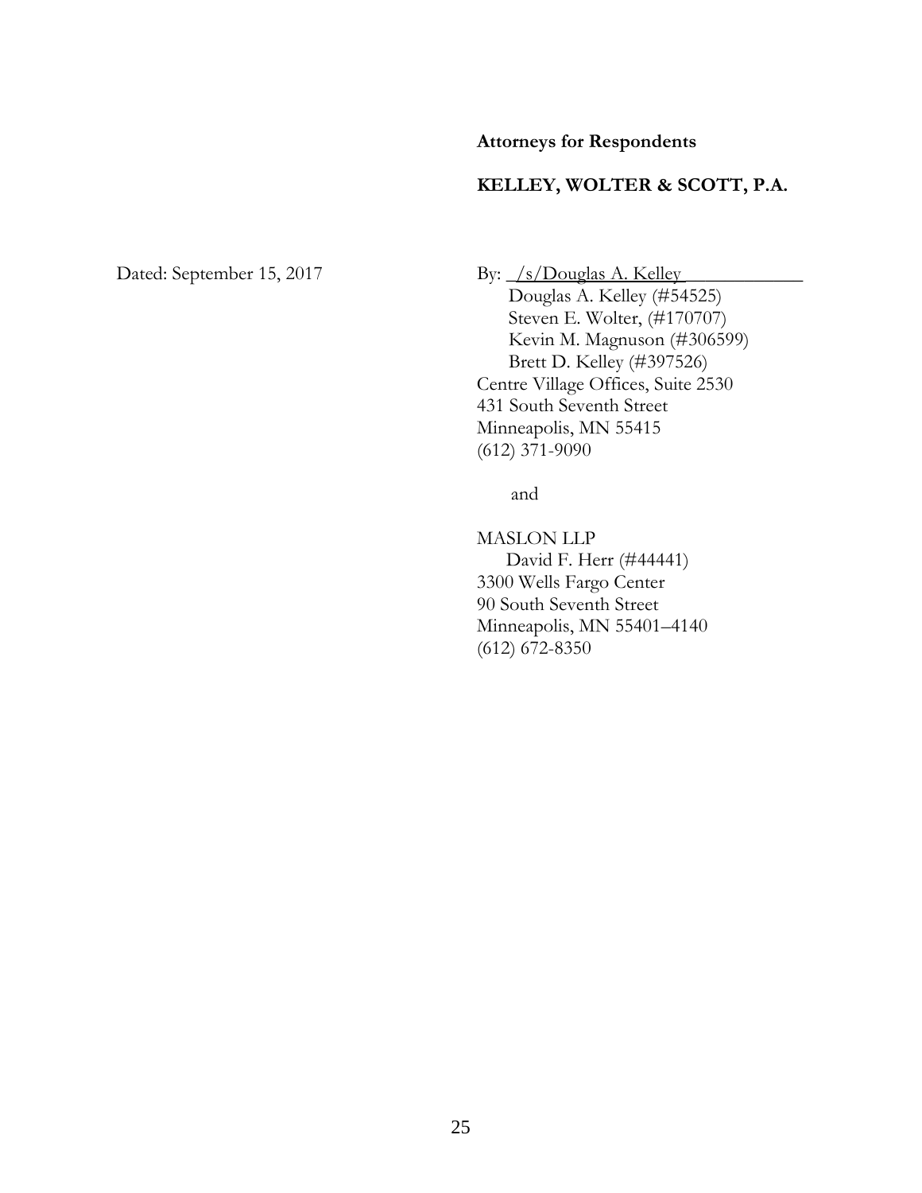**Attorneys for Respondents**

**KELLEY, WOLTER & SCOTT, P.A.**

Dated: September 15, 2017

By: /s/Douglas A. Kelley
Douglas A. Kelley (#54525)
Steven E. Wolter, (#170707)
Kevin M. Magnuson (#306599)
Brett D. Kelley (#397526)
Centre Village Offices, Suite 2530
431 South Seventh Street
Minneapolis, MN 55415
(612) 371-9090

and

MASLON LLP
David F. Herr (#44441)
3300 Wells Fargo Center
90 South Seventh Street
Minneapolis, MN 55401–4140
(612) 672-8350